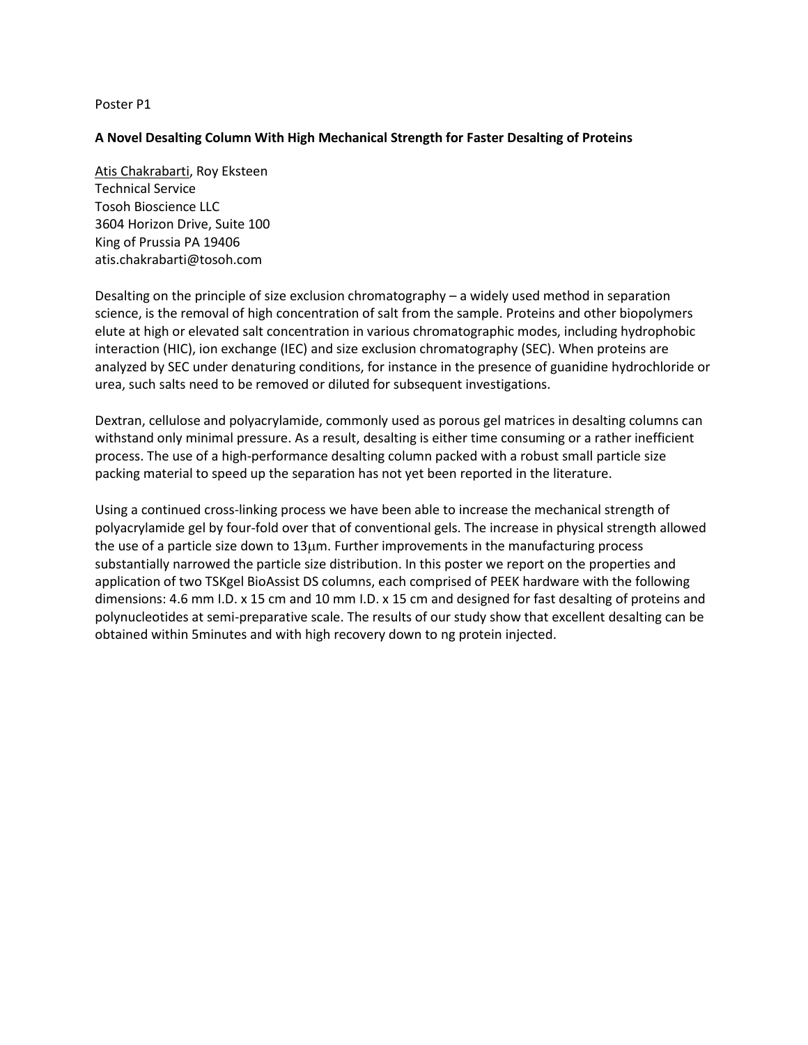Poster P1

**A Novel Desalting Column With High Mechanical Strength for Faster Desalting of Proteins**

Atis Chakrabarti, Roy Eksteen
Technical Service
Tosoh Bioscience LLC
3604 Horizon Drive, Suite 100
King of Prussia PA 19406
atis.chakrabarti@tosoh.com

Desalting on the principle of size exclusion chromatography – a widely used method in separation science, is the removal of high concentration of salt from the sample. Proteins and other biopolymers elute at high or elevated salt concentration in various chromatographic modes, including hydrophobic interaction (HIC), ion exchange (IEC) and size exclusion chromatography (SEC). When proteins are analyzed by SEC under denaturing conditions, for instance in the presence of guanidine hydrochloride or urea, such salts need to be removed or diluted for subsequent investigations.

Dextran, cellulose and polyacrylamide, commonly used as porous gel matrices in desalting columns can withstand only minimal pressure. As a result, desalting is either time consuming or a rather inefficient process. The use of a high-performance desalting column packed with a robust small particle size packing material to speed up the separation has not yet been reported in the literature.

Using a continued cross-linking process we have been able to increase the mechanical strength of polyacrylamide gel by four-fold over that of conventional gels. The increase in physical strength allowed the use of a particle size down to 13μm. Further improvements in the manufacturing process substantially narrowed the particle size distribution. In this poster we report on the properties and application of two TSKgel BioAssist DS columns, each comprised of PEEK hardware with the following dimensions: 4.6 mm I.D. x 15 cm and 10 mm I.D. x 15 cm and designed for fast desalting of proteins and polynucleotides at semi-preparative scale. The results of our study show that excellent desalting can be obtained within 5minutes and with high recovery down to ng protein injected.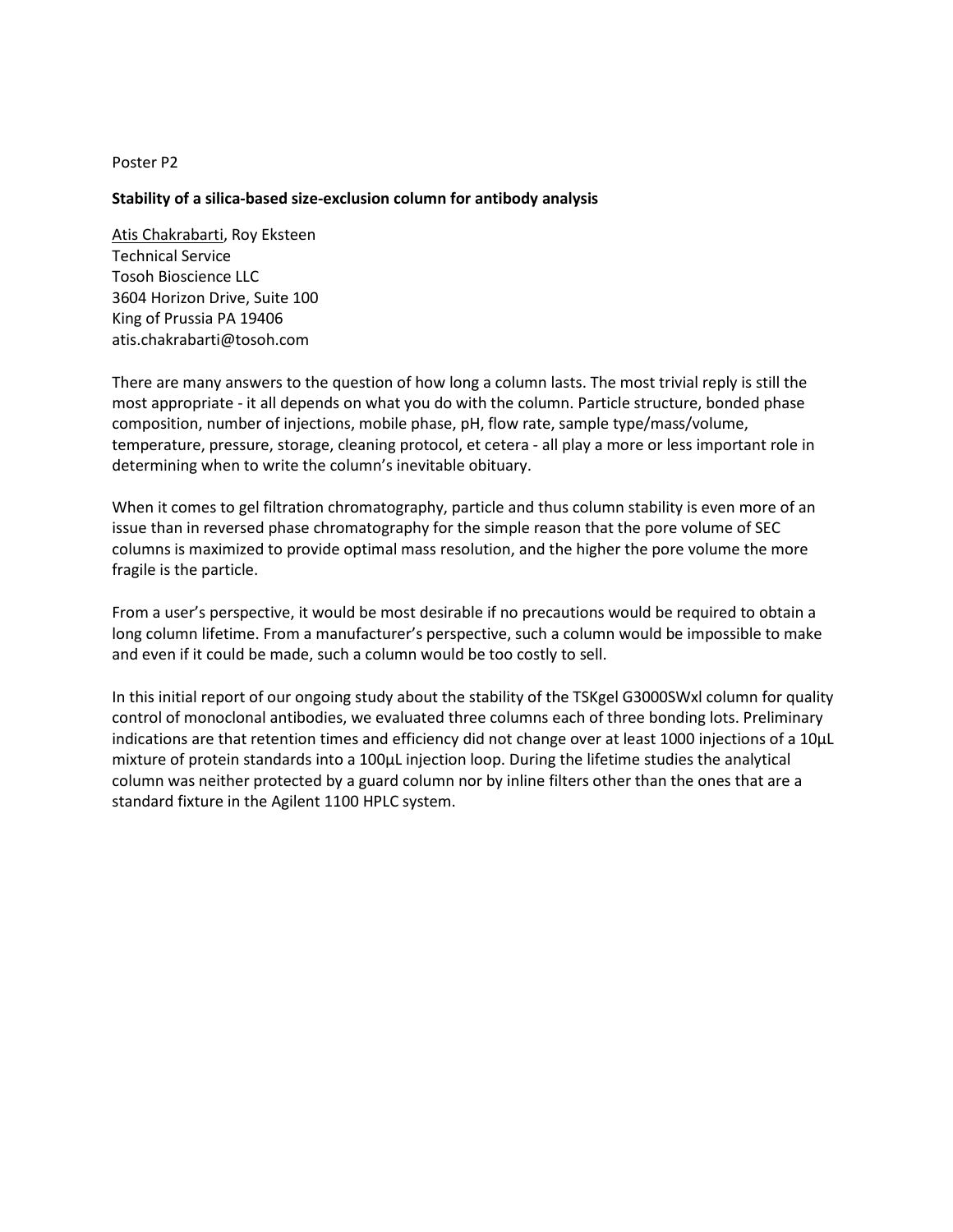Poster P2

**Stability of a silica-based size-exclusion column for antibody analysis**

Atis Chakrabarti, Roy Eksteen
Technical Service
Tosoh Bioscience LLC
3604 Horizon Drive, Suite 100
King of Prussia PA 19406
atis.chakrabarti@tosoh.com

There are many answers to the question of how long a column lasts. The most trivial reply is still the most appropriate - it all depends on what you do with the column. Particle structure, bonded phase composition, number of injections, mobile phase, pH, flow rate, sample type/mass/volume, temperature, pressure, storage, cleaning protocol, et cetera - all play a more or less important role in determining when to write the column's inevitable obituary.

When it comes to gel filtration chromatography, particle and thus column stability is even more of an issue than in reversed phase chromatography for the simple reason that the pore volume of SEC columns is maximized to provide optimal mass resolution, and the higher the pore volume the more fragile is the particle.

From a user's perspective, it would be most desirable if no precautions would be required to obtain a long column lifetime. From a manufacturer's perspective, such a column would be impossible to make and even if it could be made, such a column would be too costly to sell.

In this initial report of our ongoing study about the stability of the TSKgel G3000SWxl column for quality control of monoclonal antibodies, we evaluated three columns each of three bonding lots. Preliminary indications are that retention times and efficiency did not change over at least 1000 injections of a 10µL mixture of protein standards into a 100µL injection loop. During the lifetime studies the analytical column was neither protected by a guard column nor by inline filters other than the ones that are a standard fixture in the Agilent 1100 HPLC system.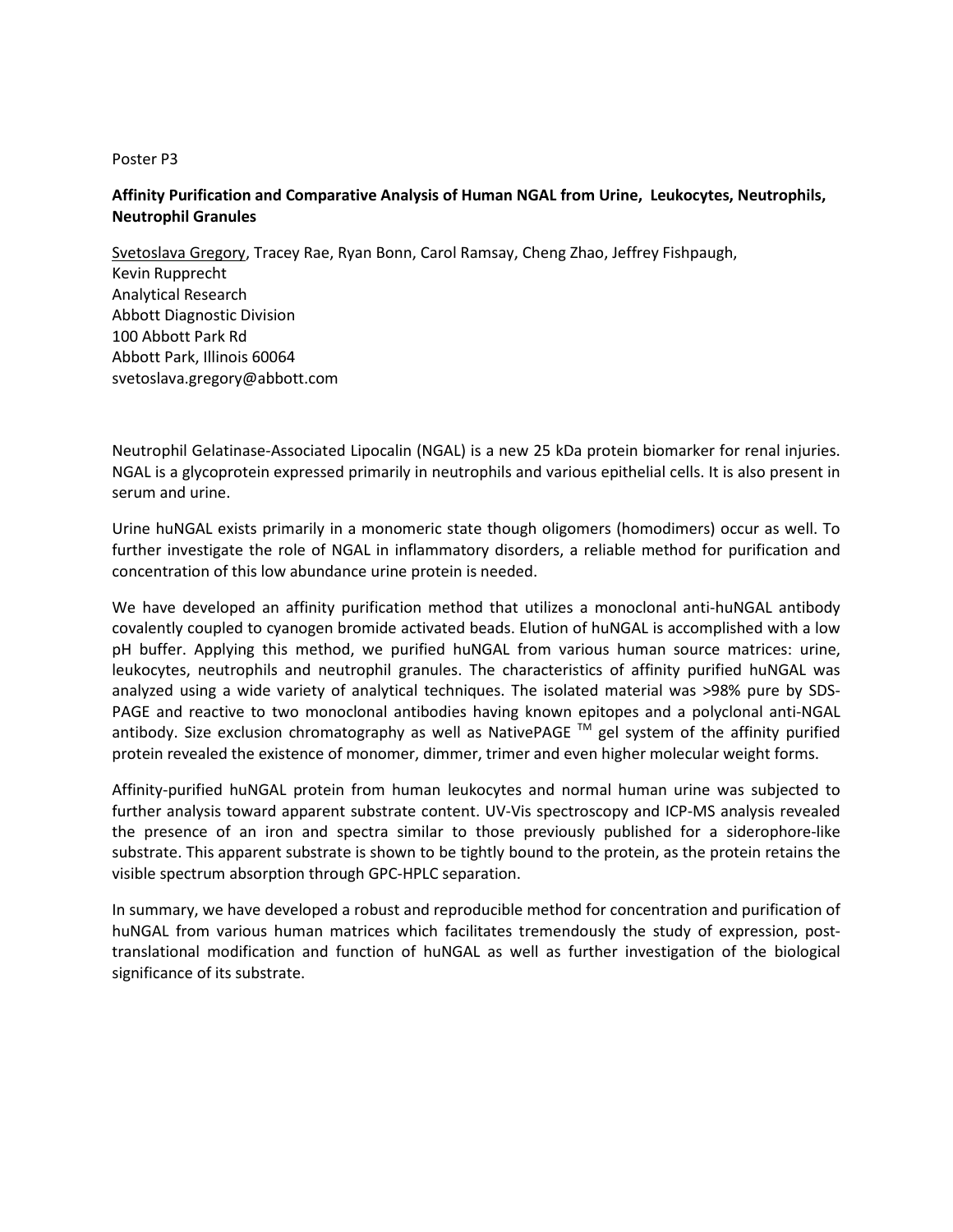Poster P3

### Affinity Purification and Comparative Analysis of Human NGAL from Urine, Leukocytes, Neutrophils, Neutrophil Granules

Svetoslava Gregory, Tracey Rae, Ryan Bonn, Carol Ramsay, Cheng Zhao, Jeffrey Fishpaugh, Kevin Rupprecht
Analytical Research
Abbott Diagnostic Division
100 Abbott Park Rd
Abbott Park, Illinois 60064
svetoslava.gregory@abbott.com

Neutrophil Gelatinase-Associated Lipocalin (NGAL) is a new 25 kDa protein biomarker for renal injuries. NGAL is a glycoprotein expressed primarily in neutrophils and various epithelial cells. It is also present in serum and urine.

Urine huNGAL exists primarily in a monomeric state though oligomers (homodimers) occur as well. To further investigate the role of NGAL in inflammatory disorders, a reliable method for purification and concentration of this low abundance urine protein is needed.

We have developed an affinity purification method that utilizes a monoclonal anti-huNGAL antibody covalently coupled to cyanogen bromide activated beads. Elution of huNGAL is accomplished with a low pH buffer. Applying this method, we purified huNGAL from various human source matrices: urine, leukocytes, neutrophils and neutrophil granules. The characteristics of affinity purified huNGAL was analyzed using a wide variety of analytical techniques. The isolated material was >98% pure by SDS-PAGE and reactive to two monoclonal antibodies having known epitopes and a polyclonal anti-NGAL antibody. Size exclusion chromatography as well as NativePAGE ™ gel system of the affinity purified protein revealed the existence of monomer, dimmer, trimer and even higher molecular weight forms.

Affinity-purified huNGAL protein from human leukocytes and normal human urine was subjected to further analysis toward apparent substrate content. UV-Vis spectroscopy and ICP-MS analysis revealed the presence of an iron and spectra similar to those previously published for a siderophore-like substrate. This apparent substrate is shown to be tightly bound to the protein, as the protein retains the visible spectrum absorption through GPC-HPLC separation.

In summary, we have developed a robust and reproducible method for concentration and purification of huNGAL from various human matrices which facilitates tremendously the study of expression, post-translational modification and function of huNGAL as well as further investigation of the biological significance of its substrate.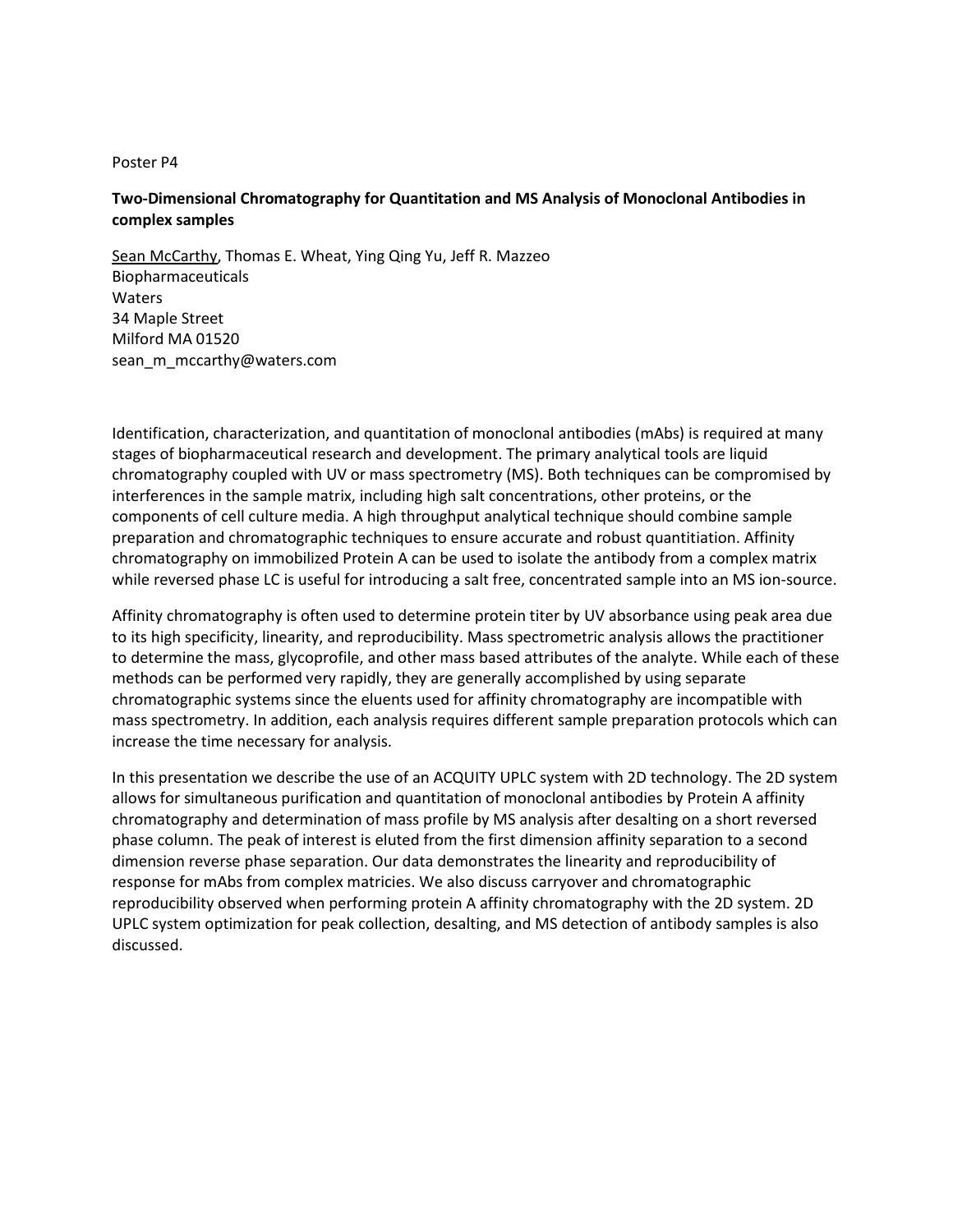Poster P4

**Two-Dimensional Chromatography for Quantitation and MS Analysis of Monoclonal Antibodies in complex samples**

Sean McCarthy, Thomas E. Wheat, Ying Qing Yu, Jeff R. Mazzeo
Biopharmaceuticals
Waters
34 Maple Street
Milford MA 01520
sean_m_mccarthy@waters.com

Identification, characterization, and quantitation of monoclonal antibodies (mAbs) is required at many stages of biopharmaceutical research and development. The primary analytical tools are liquid chromatography coupled with UV or mass spectrometry (MS). Both techniques can be compromised by interferences in the sample matrix, including high salt concentrations, other proteins, or the components of cell culture media. A high throughput analytical technique should combine sample preparation and chromatographic techniques to ensure accurate and robust quantitiation. Affinity chromatography on immobilized Protein A can be used to isolate the antibody from a complex matrix while reversed phase LC is useful for introducing a salt free, concentrated sample into an MS ion-source.

Affinity chromatography is often used to determine protein titer by UV absorbance using peak area due to its high specificity, linearity, and reproducibility. Mass spectrometric analysis allows the practitioner to determine the mass, glycoprofile, and other mass based attributes of the analyte. While each of these methods can be performed very rapidly, they are generally accomplished by using separate chromatographic systems since the eluents used for affinity chromatography are incompatible with mass spectrometry. In addition, each analysis requires different sample preparation protocols which can increase the time necessary for analysis.

In this presentation we describe the use of an ACQUITY UPLC system with 2D technology. The 2D system allows for simultaneous purification and quantitation of monoclonal antibodies by Protein A affinity chromatography and determination of mass profile by MS analysis after desalting on a short reversed phase column. The peak of interest is eluted from the first dimension affinity separation to a second dimension reverse phase separation. Our data demonstrates the linearity and reproducibility of response for mAbs from complex matricies. We also discuss carryover and chromatographic reproducibility observed when performing protein A affinity chromatography with the 2D system. 2D UPLC system optimization for peak collection, desalting, and MS detection of antibody samples is also discussed.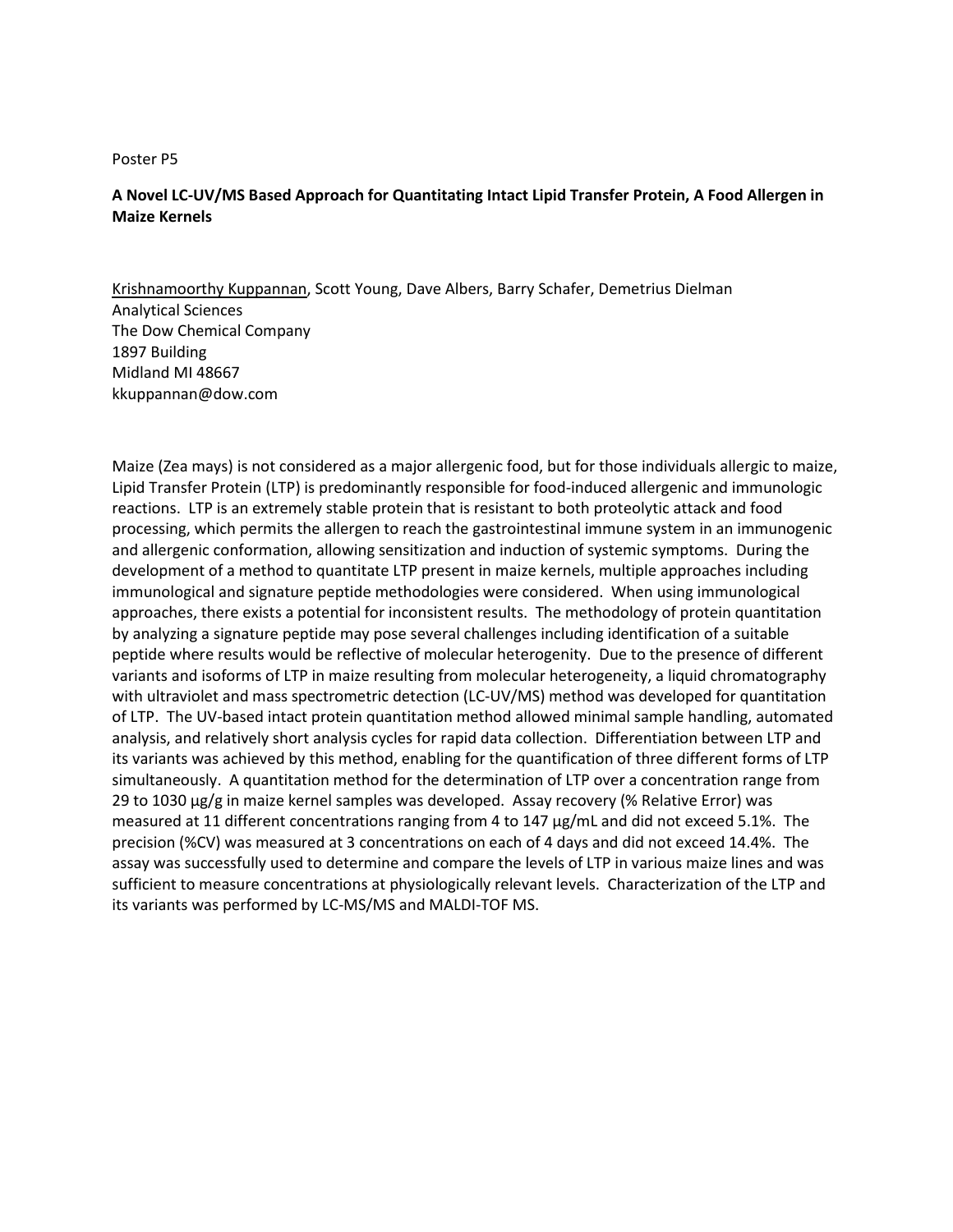Poster P5

**A Novel LC-UV/MS Based Approach for Quantitating Intact Lipid Transfer Protein, A Food Allergen in Maize Kernels**

Krishnamoorthy Kuppannan, Scott Young, Dave Albers, Barry Schafer, Demetrius Dielman
Analytical Sciences
The Dow Chemical Company
1897 Building
Midland MI 48667
kkuppannan@dow.com

Maize (Zea mays) is not considered as a major allergenic food, but for those individuals allergic to maize, Lipid Transfer Protein (LTP) is predominantly responsible for food-induced allergenic and immunologic reactions. LTP is an extremely stable protein that is resistant to both proteolytic attack and food processing, which permits the allergen to reach the gastrointestinal immune system in an immunogenic and allergenic conformation, allowing sensitization and induction of systemic symptoms. During the development of a method to quantitate LTP present in maize kernels, multiple approaches including immunological and signature peptide methodologies were considered. When using immunological approaches, there exists a potential for inconsistent results. The methodology of protein quantitation by analyzing a signature peptide may pose several challenges including identification of a suitable peptide where results would be reflective of molecular heterogenity. Due to the presence of different variants and isoforms of LTP in maize resulting from molecular heterogeneity, a liquid chromatography with ultraviolet and mass spectrometric detection (LC-UV/MS) method was developed for quantitation of LTP. The UV-based intact protein quantitation method allowed minimal sample handling, automated analysis, and relatively short analysis cycles for rapid data collection. Differentiation between LTP and its variants was achieved by this method, enabling for the quantification of three different forms of LTP simultaneously. A quantitation method for the determination of LTP over a concentration range from 29 to 1030 µg/g in maize kernel samples was developed. Assay recovery (% Relative Error) was measured at 11 different concentrations ranging from 4 to 147 µg/mL and did not exceed 5.1%. The precision (%CV) was measured at 3 concentrations on each of 4 days and did not exceed 14.4%. The assay was successfully used to determine and compare the levels of LTP in various maize lines and was sufficient to measure concentrations at physiologically relevant levels. Characterization of the LTP and its variants was performed by LC-MS/MS and MALDI-TOF MS.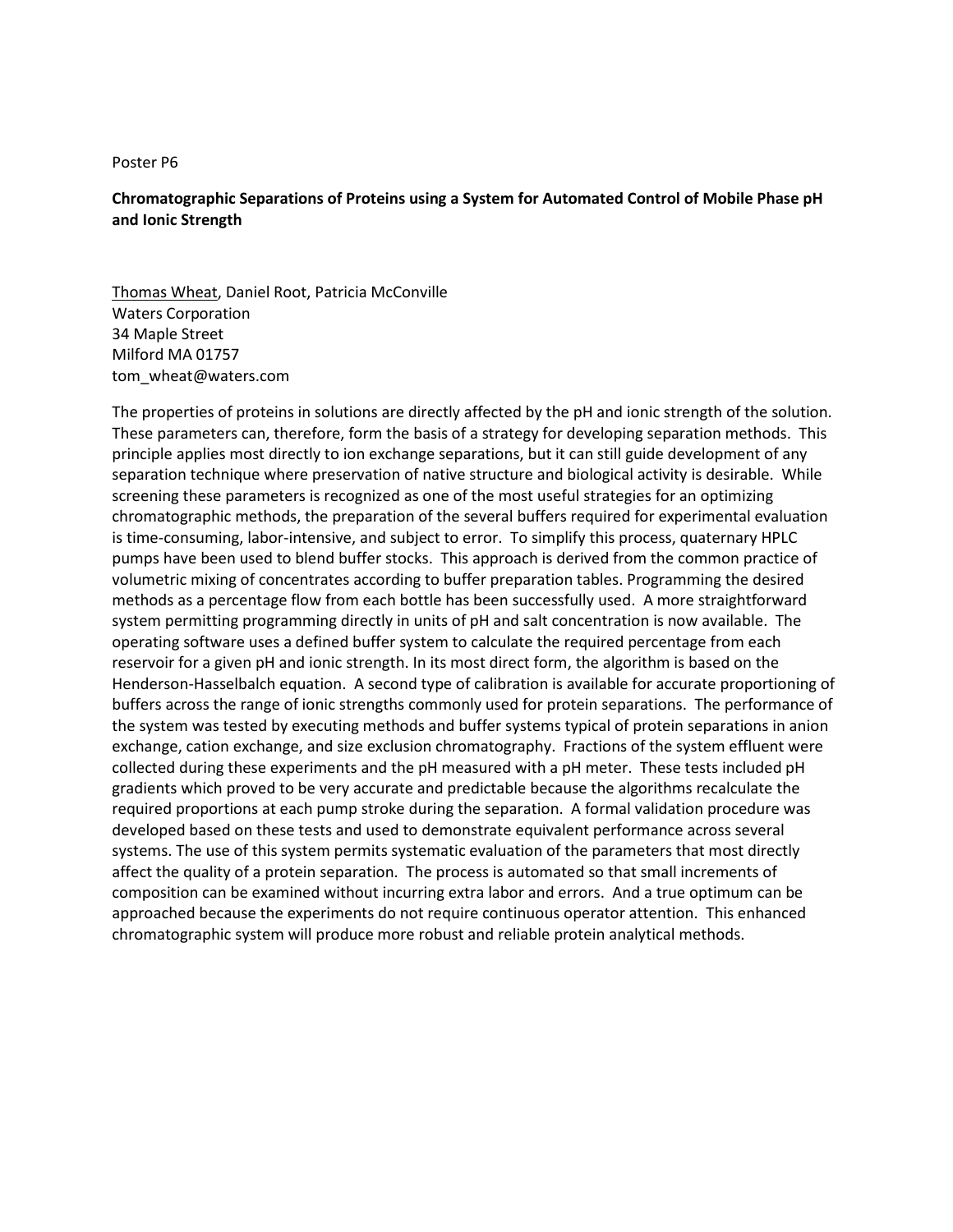Poster P6

**Chromatographic Separations of Proteins using a System for Automated Control of Mobile Phase pH and Ionic Strength**

Thomas Wheat, Daniel Root, Patricia McConville
Waters Corporation
34 Maple Street
Milford MA 01757
tom_wheat@waters.com

The properties of proteins in solutions are directly affected by the pH and ionic strength of the solution. These parameters can, therefore, form the basis of a strategy for developing separation methods. This principle applies most directly to ion exchange separations, but it can still guide development of any separation technique where preservation of native structure and biological activity is desirable. While screening these parameters is recognized as one of the most useful strategies for an optimizing chromatographic methods, the preparation of the several buffers required for experimental evaluation is time-consuming, labor-intensive, and subject to error. To simplify this process, quaternary HPLC pumps have been used to blend buffer stocks. This approach is derived from the common practice of volumetric mixing of concentrates according to buffer preparation tables. Programming the desired methods as a percentage flow from each bottle has been successfully used. A more straightforward system permitting programming directly in units of pH and salt concentration is now available. The operating software uses a defined buffer system to calculate the required percentage from each reservoir for a given pH and ionic strength. In its most direct form, the algorithm is based on the Henderson-Hasselbalch equation. A second type of calibration is available for accurate proportioning of buffers across the range of ionic strengths commonly used for protein separations. The performance of the system was tested by executing methods and buffer systems typical of protein separations in anion exchange, cation exchange, and size exclusion chromatography. Fractions of the system effluent were collected during these experiments and the pH measured with a pH meter. These tests included pH gradients which proved to be very accurate and predictable because the algorithms recalculate the required proportions at each pump stroke during the separation. A formal validation procedure was developed based on these tests and used to demonstrate equivalent performance across several systems. The use of this system permits systematic evaluation of the parameters that most directly affect the quality of a protein separation. The process is automated so that small increments of composition can be examined without incurring extra labor and errors. And a true optimum can be approached because the experiments do not require continuous operator attention. This enhanced chromatographic system will produce more robust and reliable protein analytical methods.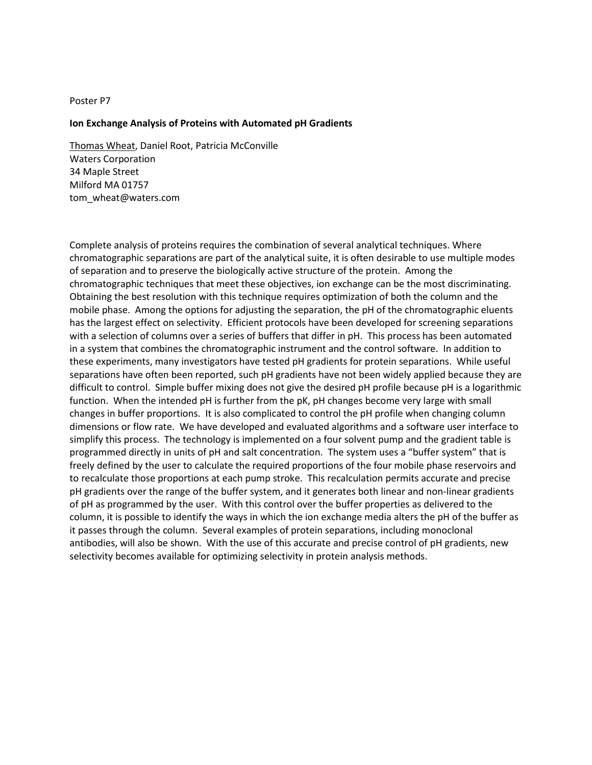Poster P7

**Ion Exchange Analysis of Proteins with Automated pH Gradients**

Thomas Wheat, Daniel Root, Patricia McConville
Waters Corporation
34 Maple Street
Milford MA 01757
tom_wheat@waters.com

Complete analysis of proteins requires the combination of several analytical techniques. Where chromatographic separations are part of the analytical suite, it is often desirable to use multiple modes of separation and to preserve the biologically active structure of the protein. Among the chromatographic techniques that meet these objectives, ion exchange can be the most discriminating. Obtaining the best resolution with this technique requires optimization of both the column and the mobile phase. Among the options for adjusting the separation, the pH of the chromatographic eluents has the largest effect on selectivity. Efficient protocols have been developed for screening separations with a selection of columns over a series of buffers that differ in pH. This process has been automated in a system that combines the chromatographic instrument and the control software. In addition to these experiments, many investigators have tested pH gradients for protein separations. While useful separations have often been reported, such pH gradients have not been widely applied because they are difficult to control. Simple buffer mixing does not give the desired pH profile because pH is a logarithmic function. When the intended pH is further from the pK, pH changes become very large with small changes in buffer proportions. It is also complicated to control the pH profile when changing column dimensions or flow rate. We have developed and evaluated algorithms and a software user interface to simplify this process. The technology is implemented on a four solvent pump and the gradient table is programmed directly in units of pH and salt concentration. The system uses a "buffer system" that is freely defined by the user to calculate the required proportions of the four mobile phase reservoirs and to recalculate those proportions at each pump stroke. This recalculation permits accurate and precise pH gradients over the range of the buffer system, and it generates both linear and non-linear gradients of pH as programmed by the user. With this control over the buffer properties as delivered to the column, it is possible to identify the ways in which the ion exchange media alters the pH of the buffer as it passes through the column. Several examples of protein separations, including monoclonal antibodies, will also be shown. With the use of this accurate and precise control of pH gradients, new selectivity becomes available for optimizing selectivity in protein analysis methods.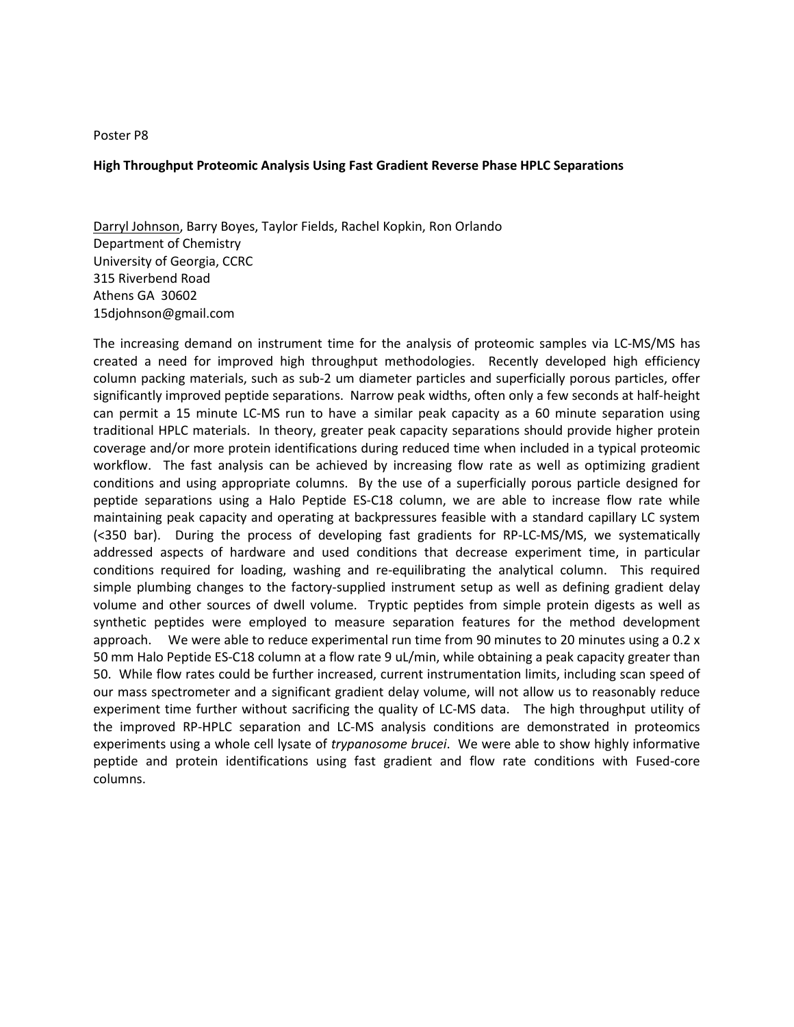Poster P8

**High Throughput Proteomic Analysis Using Fast Gradient Reverse Phase HPLC Separations**

Darryl Johnson, Barry Boyes, Taylor Fields, Rachel Kopkin, Ron Orlando
Department of Chemistry
University of Georgia, CCRC
315 Riverbend Road
Athens GA 30602
15djohnson@gmail.com

The increasing demand on instrument time for the analysis of proteomic samples via LC-MS/MS has created a need for improved high throughput methodologies. Recently developed high efficiency column packing materials, such as sub-2 um diameter particles and superficially porous particles, offer significantly improved peptide separations. Narrow peak widths, often only a few seconds at half-height can permit a 15 minute LC-MS run to have a similar peak capacity as a 60 minute separation using traditional HPLC materials. In theory, greater peak capacity separations should provide higher protein coverage and/or more protein identifications during reduced time when included in a typical proteomic workflow. The fast analysis can be achieved by increasing flow rate as well as optimizing gradient conditions and using appropriate columns. By the use of a superficially porous particle designed for peptide separations using a Halo Peptide ES-C18 column, we are able to increase flow rate while maintaining peak capacity and operating at backpressures feasible with a standard capillary LC system (<350 bar). During the process of developing fast gradients for RP-LC-MS/MS, we systematically addressed aspects of hardware and used conditions that decrease experiment time, in particular conditions required for loading, washing and re-equilibrating the analytical column. This required simple plumbing changes to the factory-supplied instrument setup as well as defining gradient delay volume and other sources of dwell volume. Tryptic peptides from simple protein digests as well as synthetic peptides were employed to measure separation features for the method development approach. We were able to reduce experimental run time from 90 minutes to 20 minutes using a 0.2 x 50 mm Halo Peptide ES-C18 column at a flow rate 9 uL/min, while obtaining a peak capacity greater than 50. While flow rates could be further increased, current instrumentation limits, including scan speed of our mass spectrometer and a significant gradient delay volume, will not allow us to reasonably reduce experiment time further without sacrificing the quality of LC-MS data. The high throughput utility of the improved RP-HPLC separation and LC-MS analysis conditions are demonstrated in proteomics experiments using a whole cell lysate of *trypanosome brucei*. We were able to show highly informative peptide and protein identifications using fast gradient and flow rate conditions with Fused-core columns.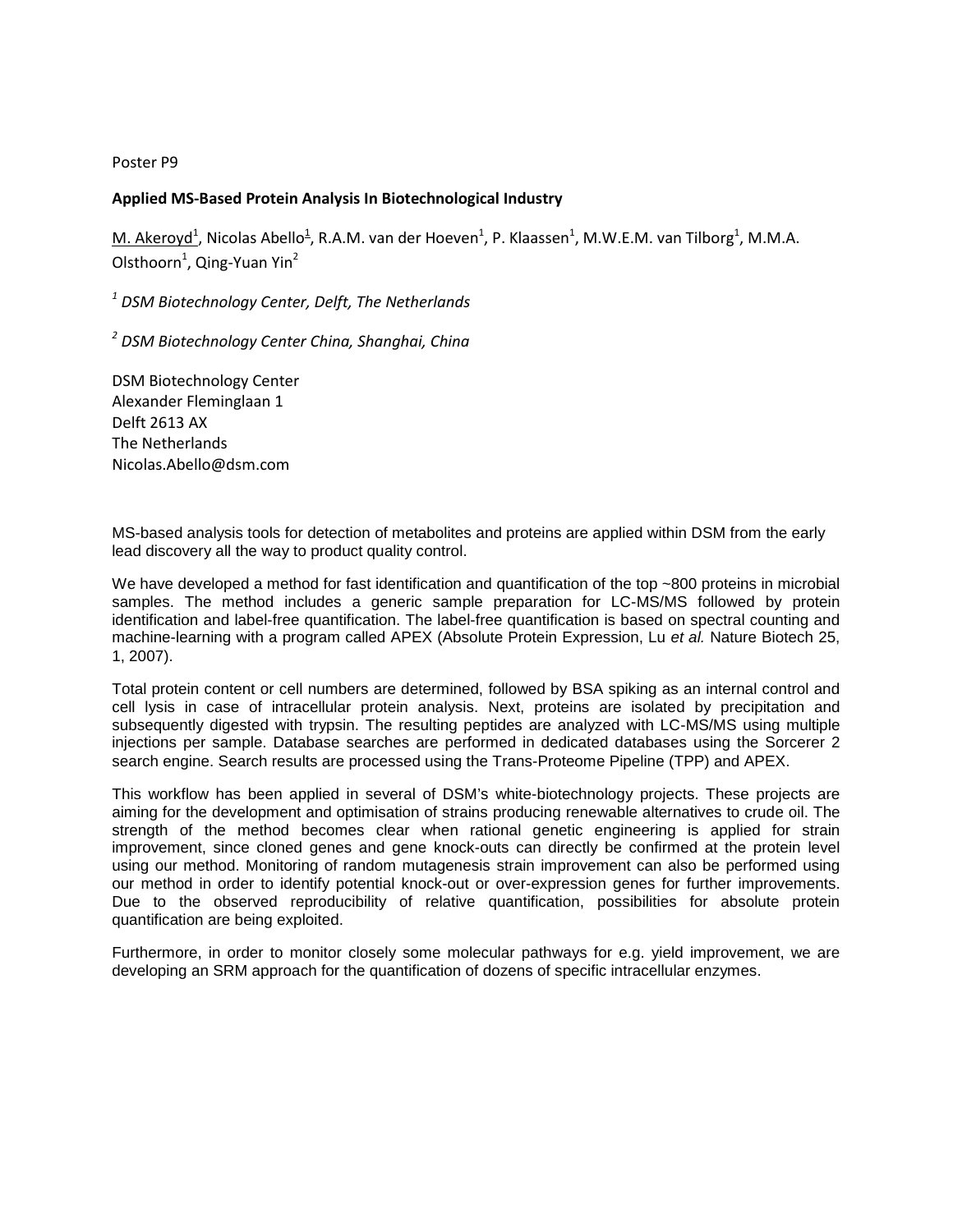Poster P9

**Applied MS-Based Protein Analysis In Biotechnological Industry**

M. Akeroyd[1], Nicolas Abello[1], R.A.M. van der Hoeven[1], P. Klaassen[1], M.W.E.M. van Tilborg[1], M.M.A. Olsthoorn[1], Qing-Yuan Yin[2]

*[1] DSM Biotechnology Center, Delft, The Netherlands*

*[2] DSM Biotechnology Center China, Shanghai, China*

DSM Biotechnology Center
Alexander Fleminglaan 1
Delft 2613 AX
The Netherlands
Nicolas.Abello@dsm.com

MS-based analysis tools for detection of metabolites and proteins are applied within DSM from the early lead discovery all the way to product quality control.

We have developed a method for fast identification and quantification of the top ~800 proteins in microbial samples. The method includes a generic sample preparation for LC-MS/MS followed by protein identification and label-free quantification. The label-free quantification is based on spectral counting and machine-learning with a program called APEX (Absolute Protein Expression, Lu *et al.* Nature Biotech 25, 1, 2007).

Total protein content or cell numbers are determined, followed by BSA spiking as an internal control and cell lysis in case of intracellular protein analysis. Next, proteins are isolated by precipitation and subsequently digested with trypsin. The resulting peptides are analyzed with LC-MS/MS using multiple injections per sample. Database searches are performed in dedicated databases using the Sorcerer 2 search engine. Search results are processed using the Trans-Proteome Pipeline (TPP) and APEX.

This workflow has been applied in several of DSM's white-biotechnology projects. These projects are aiming for the development and optimisation of strains producing renewable alternatives to crude oil. The strength of the method becomes clear when rational genetic engineering is applied for strain improvement, since cloned genes and gene knock-outs can directly be confirmed at the protein level using our method. Monitoring of random mutagenesis strain improvement can also be performed using our method in order to identify potential knock-out or over-expression genes for further improvements. Due to the observed reproducibility of relative quantification, possibilities for absolute protein quantification are being exploited.

Furthermore, in order to monitor closely some molecular pathways for e.g. yield improvement, we are developing an SRM approach for the quantification of dozens of specific intracellular enzymes.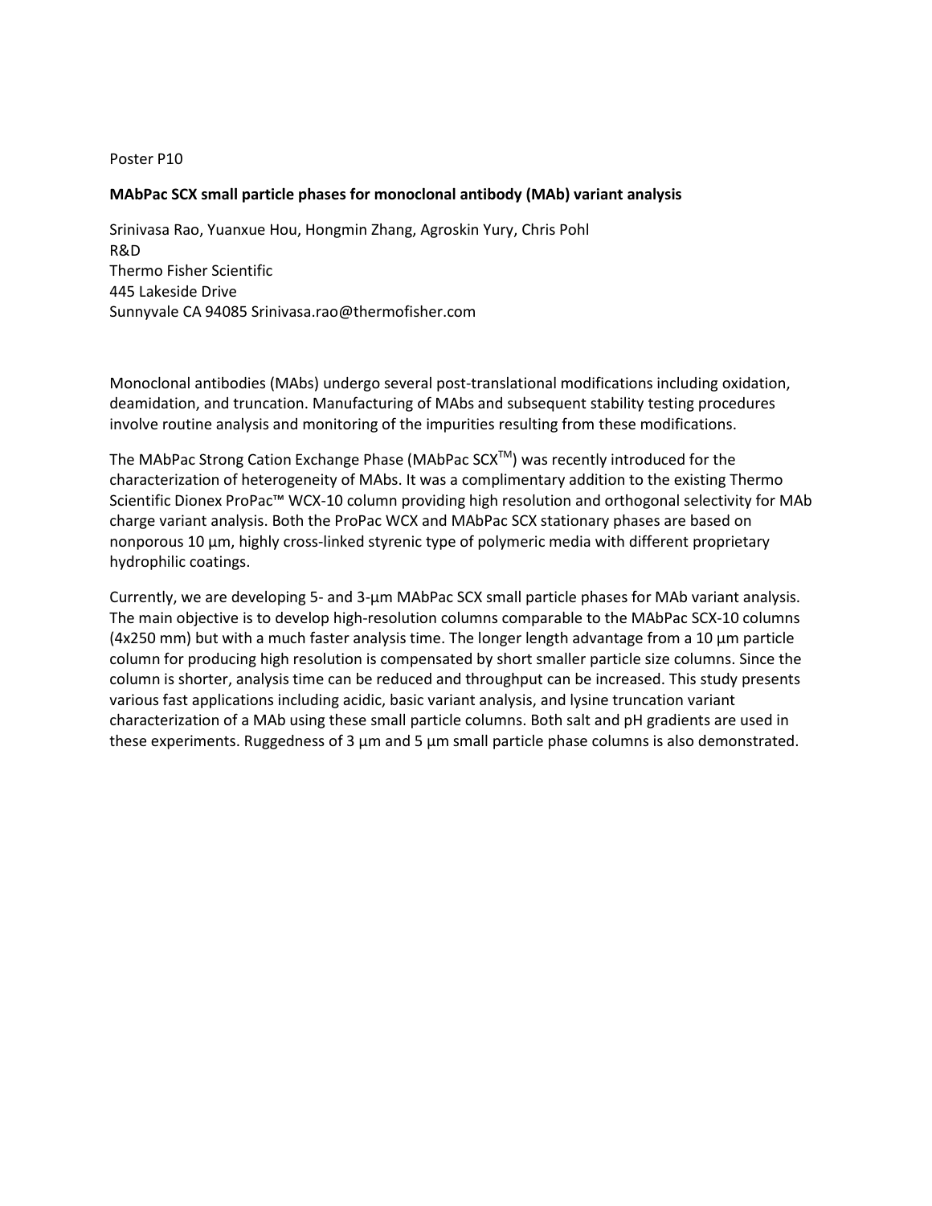Poster P10

**MAbPac SCX small particle phases for monoclonal antibody (MAb) variant analysis**

Srinivasa Rao, Yuanxue Hou, Hongmin Zhang, Agroskin Yury, Chris Pohl
R&D
Thermo Fisher Scientific
445 Lakeside Drive
Sunnyvale CA 94085 Srinivasa.rao@thermofisher.com

Monoclonal antibodies (MAbs) undergo several post-translational modifications including oxidation, deamidation, and truncation. Manufacturing of MAbs and subsequent stability testing procedures involve routine analysis and monitoring of the impurities resulting from these modifications.

The MAbPac Strong Cation Exchange Phase (MAbPac SCX™) was recently introduced for the characterization of heterogeneity of MAbs. It was a complimentary addition to the existing Thermo Scientific Dionex ProPac™ WCX-10 column providing high resolution and orthogonal selectivity for MAb charge variant analysis. Both the ProPac WCX and MAbPac SCX stationary phases are based on nonporous 10 µm, highly cross-linked styrenic type of polymeric media with different proprietary hydrophilic coatings.

Currently, we are developing 5- and 3-µm MAbPac SCX small particle phases for MAb variant analysis. The main objective is to develop high-resolution columns comparable to the MAbPac SCX-10 columns (4x250 mm) but with a much faster analysis time. The longer length advantage from a 10 µm particle column for producing high resolution is compensated by short smaller particle size columns. Since the column is shorter, analysis time can be reduced and throughput can be increased. This study presents various fast applications including acidic, basic variant analysis, and lysine truncation variant characterization of a MAb using these small particle columns. Both salt and pH gradients are used in these experiments. Ruggedness of 3 µm and 5 µm small particle phase columns is also demonstrated.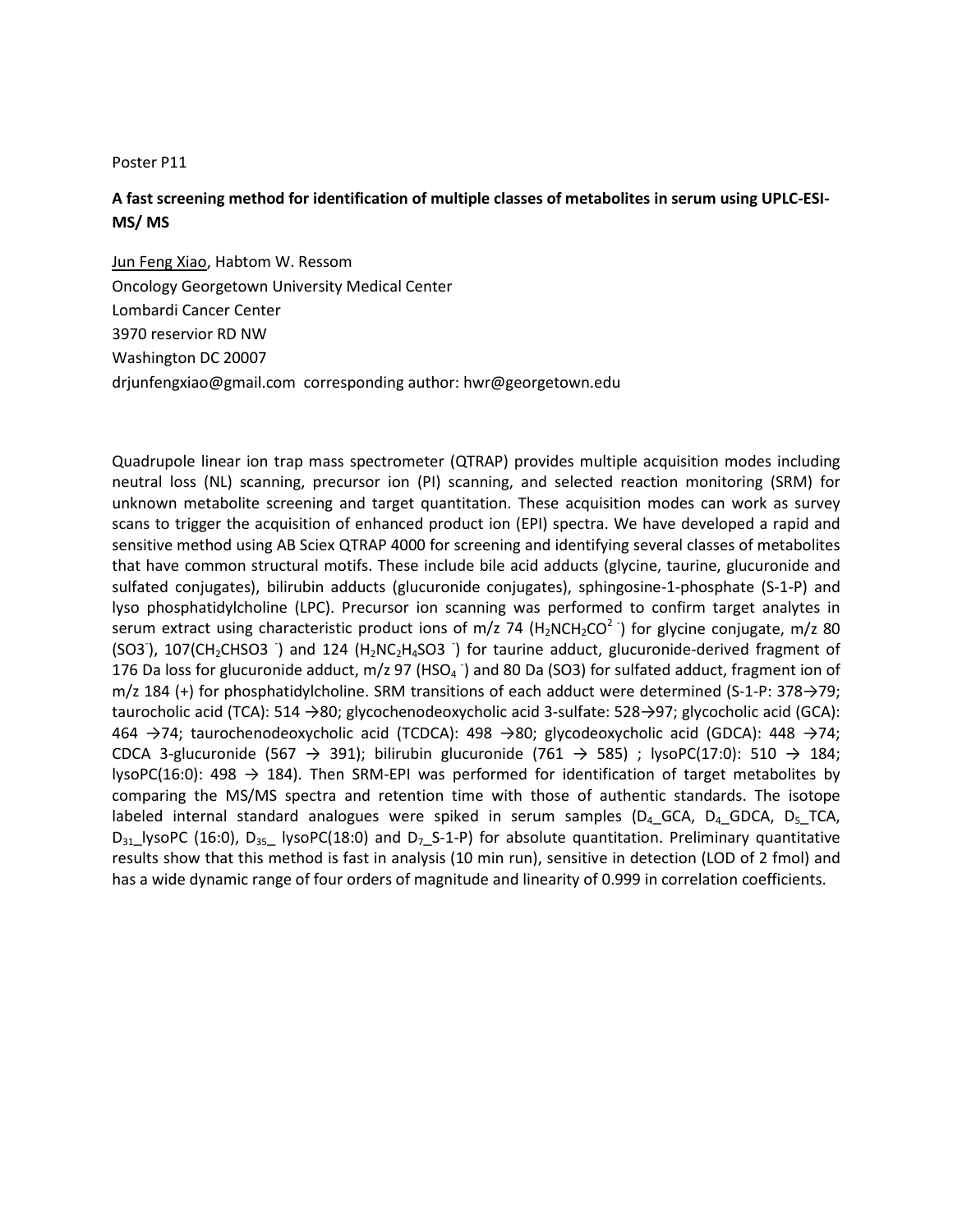Poster P11

**A fast screening method for identification of multiple classes of metabolites in serum using UPLC-ESI-MS/ MS**

Jun Feng Xiao, Habtom W. Ressom
Oncology Georgetown University Medical Center
Lombardi Cancer Center
3970 reservior RD NW
Washington DC 20007
drjunfengxiao@gmail.com corresponding author: hwr@georgetown.edu

Quadrupole linear ion trap mass spectrometer (QTRAP) provides multiple acquisition modes including neutral loss (NL) scanning, precursor ion (PI) scanning, and selected reaction monitoring (SRM) for unknown metabolite screening and target quantitation. These acquisition modes can work as survey scans to trigger the acquisition of enhanced product ion (EPI) spectra. We have developed a rapid and sensitive method using AB Sciex QTRAP 4000 for screening and identifying several classes of metabolites that have common structural motifs. These include bile acid adducts (glycine, taurine, glucuronide and sulfated conjugates), bilirubin adducts (glucuronide conjugates), sphingosine-1-phosphate (S-1-P) and lyso phosphatidylcholine (LPC). Precursor ion scanning was performed to confirm target analytes in serum extract using characteristic product ions of m/z 74 ($H_2NCH_2CO^{2-}$) for glycine conjugate, m/z 80 ($SO3^-$), 107($CH_2CHSO3^-$) and 124 ($H_2NC_2H_4SO3^-$) for taurine adduct, glucuronide-derived fragment of 176 Da loss for glucuronide adduct, m/z 97 ($HSO_4^-$) and 80 Da (SO3) for sulfated adduct, fragment ion of m/z 184 (+) for phosphatidylcholine. SRM transitions of each adduct were determined (S-1-P: 378→79; taurocholic acid (TCA): 514 →80; glycochenodeoxycholic acid 3-sulfate: 528→97; glycocholic acid (GCA): 464 →74; taurochenodeoxycholic acid (TCDCA): 498 →80; glycodeoxycholic acid (GDCA): 448 →74; CDCA 3-glucuronide (567 → 391); bilirubin glucuronide (761 → 585) ; lysoPC(17:0): 510 → 184; lysoPC(16:0): 498 → 184). Then SRM-EPI was performed for identification of target metabolites by comparing the MS/MS spectra and retention time with those of authentic standards. The isotope labeled internal standard analogues were spiked in serum samples ($D_4$_GCA, $D_4$_GDCA, $D_5$_TCA, $D_{31}$_lysoPC (16:0), $D_{35}$_ lysoPC(18:0) and $D_7$_S-1-P) for absolute quantitation. Preliminary quantitative results show that this method is fast in analysis (10 min run), sensitive in detection (LOD of 2 fmol) and has a wide dynamic range of four orders of magnitude and linearity of 0.999 in correlation coefficients.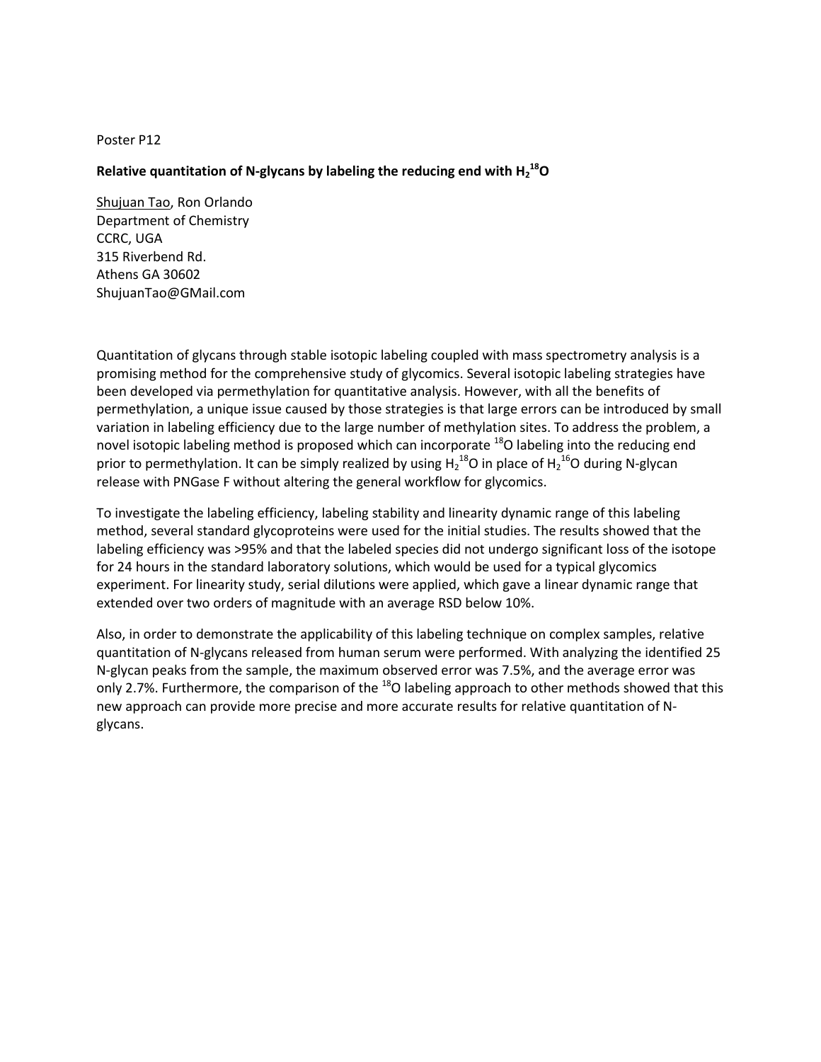Poster P12

**Relative quantitation of N-glycans by labeling the reducing end with $H_2^{18}O$**

Shujuan Tao, Ron Orlando
Department of Chemistry
CCRC, UGA
315 Riverbend Rd.
Athens GA 30602
ShujuanTao@GMail.com

Quantitation of glycans through stable isotopic labeling coupled with mass spectrometry analysis is a promising method for the comprehensive study of glycomics. Several isotopic labeling strategies have been developed via permethylation for quantitative analysis. However, with all the benefits of permethylation, a unique issue caused by those strategies is that large errors can be introduced by small variation in labeling efficiency due to the large number of methylation sites. To address the problem, a novel isotopic labeling method is proposed which can incorporate $^{18}O$ labeling into the reducing end prior to permethylation. It can be simply realized by using $H_2^{18}O$ in place of $H_2^{16}O$ during N-glycan release with PNGase F without altering the general workflow for glycomics.

To investigate the labeling efficiency, labeling stability and linearity dynamic range of this labeling method, several standard glycoproteins were used for the initial studies. The results showed that the labeling efficiency was >95% and that the labeled species did not undergo significant loss of the isotope for 24 hours in the standard laboratory solutions, which would be used for a typical glycomics experiment. For linearity study, serial dilutions were applied, which gave a linear dynamic range that extended over two orders of magnitude with an average RSD below 10%.

Also, in order to demonstrate the applicability of this labeling technique on complex samples, relative quantitation of N-glycans released from human serum were performed. With analyzing the identified 25 N-glycan peaks from the sample, the maximum observed error was 7.5%, and the average error was only 2.7%. Furthermore, the comparison of the $^{18}O$ labeling approach to other methods showed that this new approach can provide more precise and more accurate results for relative quantitation of N-glycans.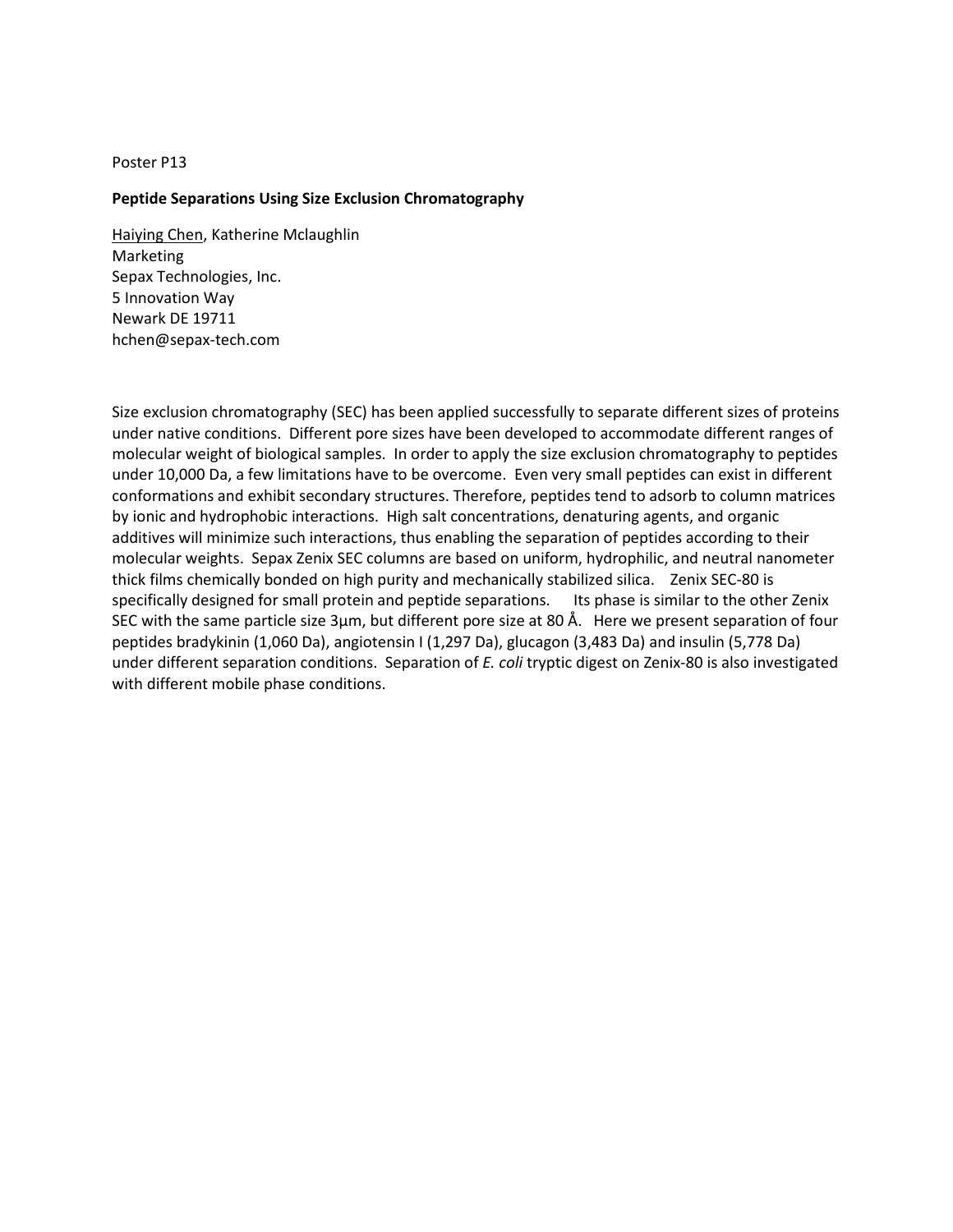Poster P13

**Peptide Separations Using Size Exclusion Chromatography**

Haiying Chen, Katherine Mclaughlin  
Marketing  
Sepax Technologies, Inc.  
5 Innovation Way  
Newark DE 19711  
hchen@sepax-tech.com

Size exclusion chromatography (SEC) has been applied successfully to separate different sizes of proteins under native conditions. Different pore sizes have been developed to accommodate different ranges of molecular weight of biological samples. In order to apply the size exclusion chromatography to peptides under 10,000 Da, a few limitations have to be overcome. Even very small peptides can exist in different conformations and exhibit secondary structures. Therefore, peptides tend to adsorb to column matrices by ionic and hydrophobic interactions. High salt concentrations, denaturing agents, and organic additives will minimize such interactions, thus enabling the separation of peptides according to their molecular weights. Sepax Zenix SEC columns are based on uniform, hydrophilic, and neutral nanometer thick films chemically bonded on high purity and mechanically stabilized silica. Zenix SEC-80 is specifically designed for small protein and peptide separations. Its phase is similar to the other Zenix SEC with the same particle size 3µm, but different pore size at 80 Å. Here we present separation of four peptides bradykinin (1,060 Da), angiotensin I (1,297 Da), glucagon (3,483 Da) and insulin (5,778 Da) under different separation conditions. Separation of *E. coli* tryptic digest on Zenix-80 is also investigated with different mobile phase conditions.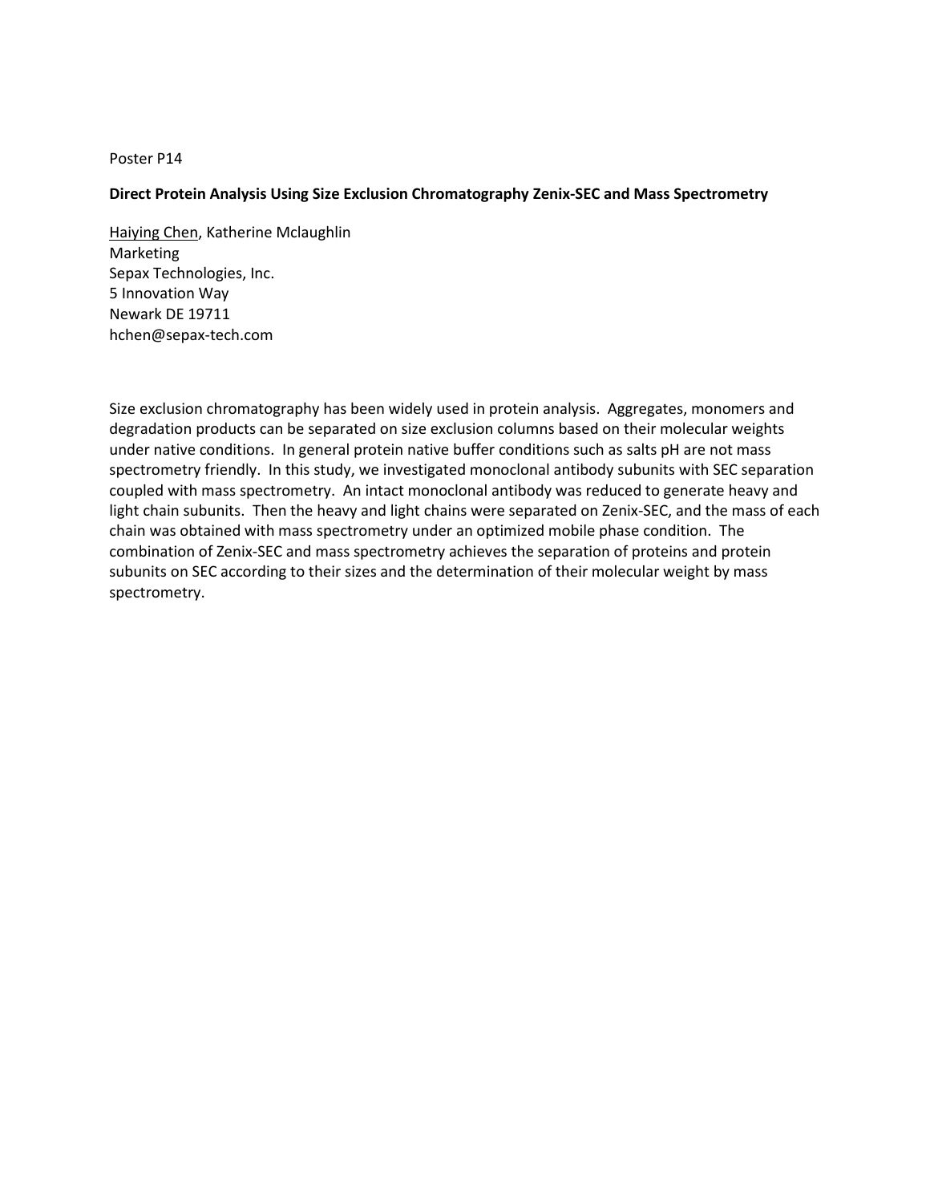Poster P14

**Direct Protein Analysis Using Size Exclusion Chromatography Zenix-SEC and Mass Spectrometry**

<u>Haiying Chen</u>, Katherine Mclaughlin
Marketing
Sepax Technologies, Inc.
5 Innovation Way
Newark DE 19711
hchen@sepax-tech.com

Size exclusion chromatography has been widely used in protein analysis. Aggregates, monomers and degradation products can be separated on size exclusion columns based on their molecular weights under native conditions. In general protein native buffer conditions such as salts pH are not mass spectrometry friendly. In this study, we investigated monoclonal antibody subunits with SEC separation coupled with mass spectrometry. An intact monoclonal antibody was reduced to generate heavy and light chain subunits. Then the heavy and light chains were separated on Zenix-SEC, and the mass of each chain was obtained with mass spectrometry under an optimized mobile phase condition. The combination of Zenix-SEC and mass spectrometry achieves the separation of proteins and protein subunits on SEC according to their sizes and the determination of their molecular weight by mass spectrometry.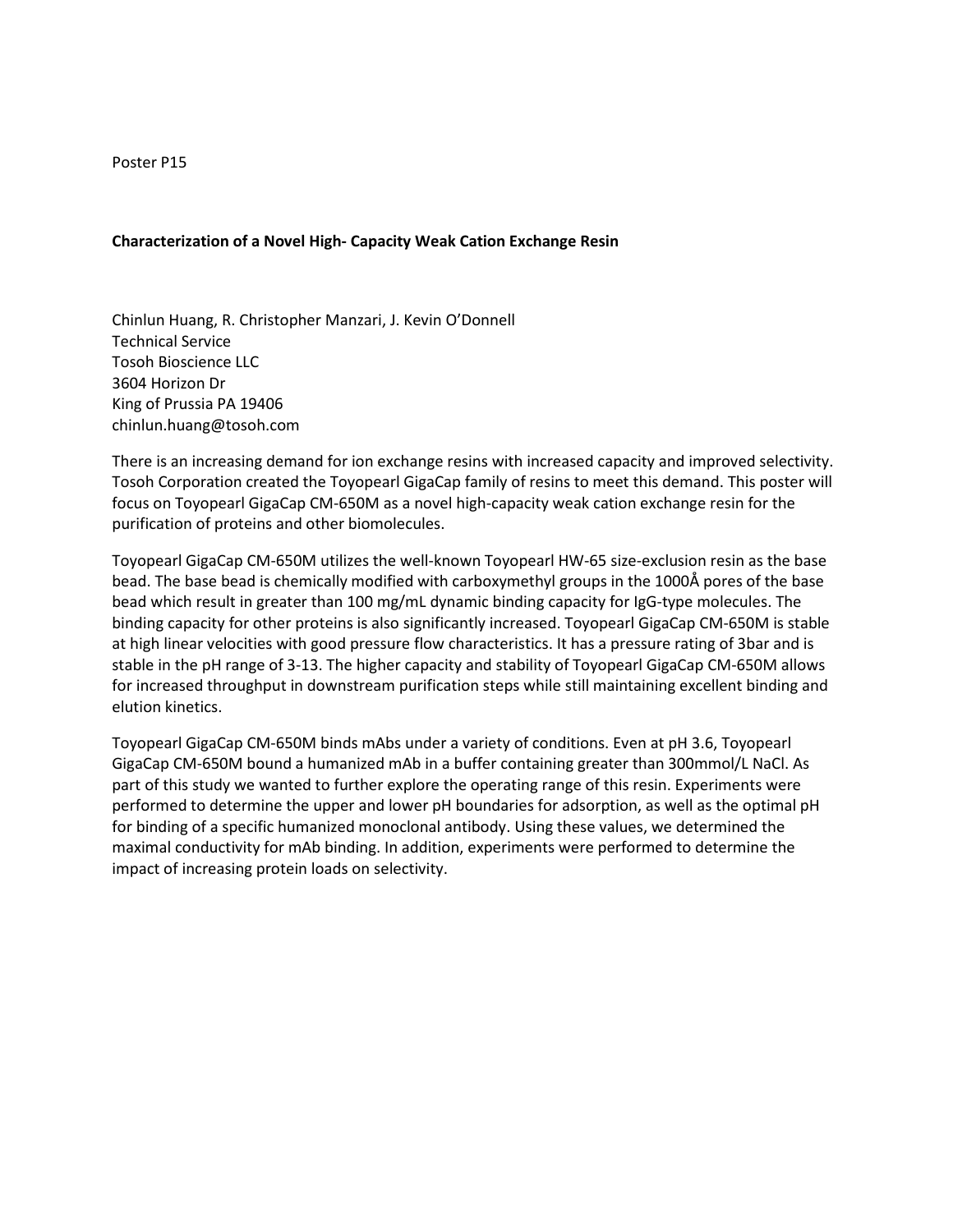Poster P15

## Characterization of a Novel High- Capacity Weak Cation Exchange Resin

Chinlun Huang, R. Christopher Manzari, J. Kevin O'Donnell
Technical Service
Tosoh Bioscience LLC
3604 Horizon Dr
King of Prussia PA 19406
chinlun.huang@tosoh.com

There is an increasing demand for ion exchange resins with increased capacity and improved selectivity. Tosoh Corporation created the Toyopearl GigaCap family of resins to meet this demand. This poster will focus on Toyopearl GigaCap CM-650M as a novel high-capacity weak cation exchange resin for the purification of proteins and other biomolecules.

Toyopearl GigaCap CM-650M utilizes the well-known Toyopearl HW-65 size-exclusion resin as the base bead. The base bead is chemically modified with carboxymethyl groups in the 1000Å pores of the base bead which result in greater than 100 mg/mL dynamic binding capacity for IgG-type molecules. The binding capacity for other proteins is also significantly increased. Toyopearl GigaCap CM-650M is stable at high linear velocities with good pressure flow characteristics. It has a pressure rating of 3bar and is stable in the pH range of 3-13. The higher capacity and stability of Toyopearl GigaCap CM-650M allows for increased throughput in downstream purification steps while still maintaining excellent binding and elution kinetics.

Toyopearl GigaCap CM-650M binds mAbs under a variety of conditions. Even at pH 3.6, Toyopearl GigaCap CM-650M bound a humanized mAb in a buffer containing greater than 300mmol/L NaCl. As part of this study we wanted to further explore the operating range of this resin. Experiments were performed to determine the upper and lower pH boundaries for adsorption, as well as the optimal pH for binding of a specific humanized monoclonal antibody. Using these values, we determined the maximal conductivity for mAb binding. In addition, experiments were performed to determine the impact of increasing protein loads on selectivity.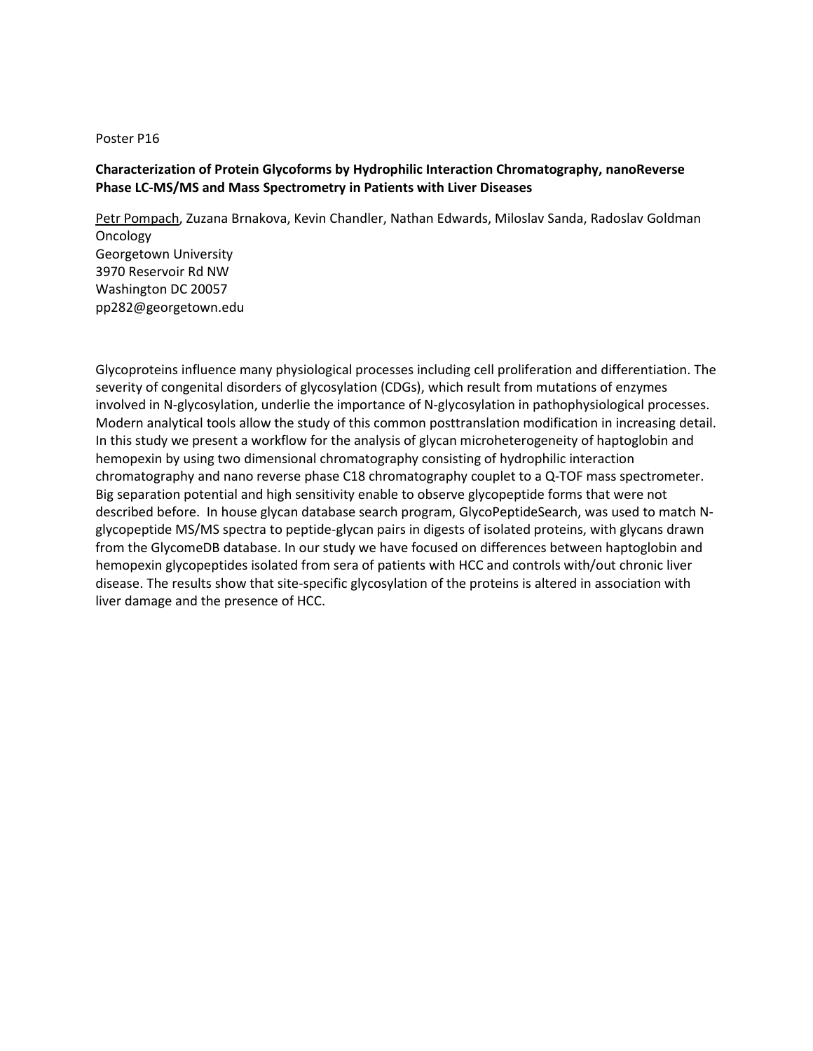Poster P16

**Characterization of Protein Glycoforms by Hydrophilic Interaction Chromatography, nanoReverse Phase LC-MS/MS and Mass Spectrometry in Patients with Liver Diseases**

Petr Pompach, Zuzana Brnakova, Kevin Chandler, Nathan Edwards, Miloslav Sanda, Radoslav Goldman
Oncology
Georgetown University
3970 Reservoir Rd NW
Washington DC 20057
pp282@georgetown.edu

Glycoproteins influence many physiological processes including cell proliferation and differentiation. The severity of congenital disorders of glycosylation (CDGs), which result from mutations of enzymes involved in N-glycosylation, underlie the importance of N-glycosylation in pathophysiological processes. Modern analytical tools allow the study of this common posttranslation modification in increasing detail. In this study we present a workflow for the analysis of glycan microheterogeneity of haptoglobin and hemopexin by using two dimensional chromatography consisting of hydrophilic interaction chromatography and nano reverse phase C18 chromatography couplet to a Q-TOF mass spectrometer. Big separation potential and high sensitivity enable to observe glycopeptide forms that were not described before. In house glycan database search program, GlycoPeptideSearch, was used to match N-glycopeptide MS/MS spectra to peptide-glycan pairs in digests of isolated proteins, with glycans drawn from the GlycomeDB database. In our study we have focused on differences between haptoglobin and hemopexin glycopeptides isolated from sera of patients with HCC and controls with/out chronic liver disease. The results show that site-specific glycosylation of the proteins is altered in association with liver damage and the presence of HCC.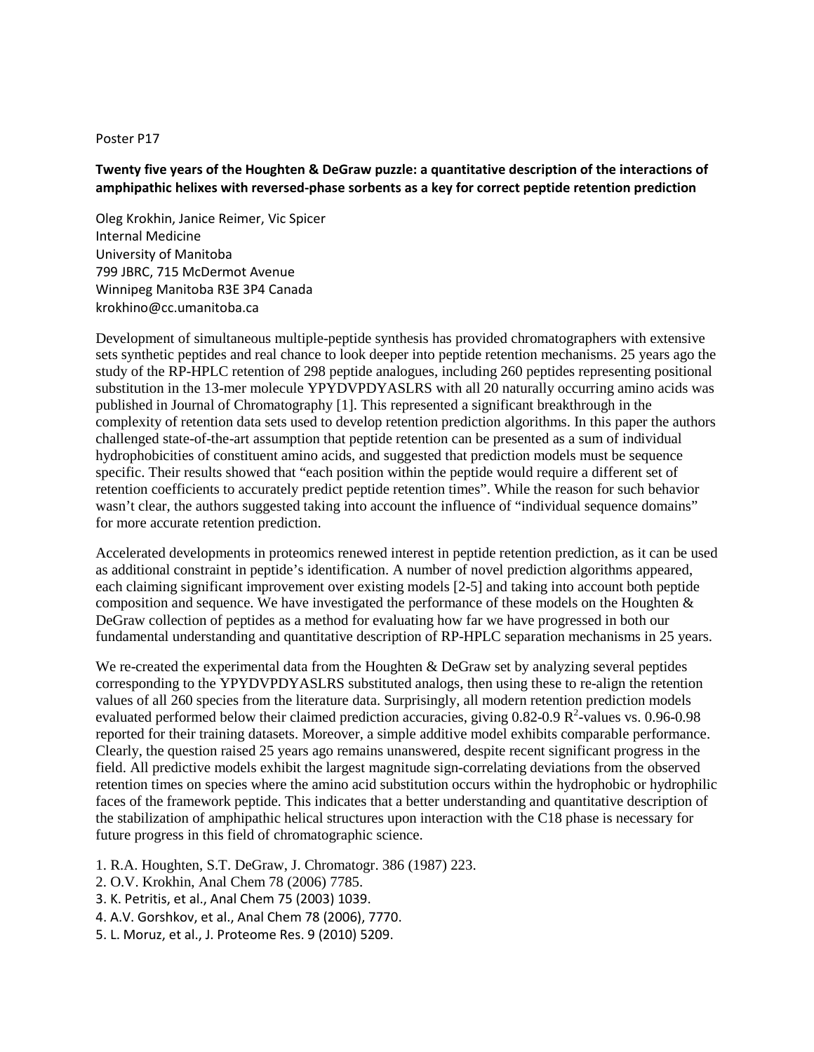Poster P17

## Twenty five years of the Houghten & DeGraw puzzle: a quantitative description of the interactions of amphipathic helixes with reversed-phase sorbents as a key for correct peptide retention prediction

Oleg Krokhin, Janice Reimer, Vic Spicer
Internal Medicine
University of Manitoba
799 JBRC, 715 McDermot Avenue
Winnipeg Manitoba R3E 3P4 Canada
krokhino@cc.umanitoba.ca

Development of simultaneous multiple-peptide synthesis has provided chromatographers with extensive sets synthetic peptides and real chance to look deeper into peptide retention mechanisms. 25 years ago the study of the RP-HPLC retention of 298 peptide analogues, including 260 peptides representing positional substitution in the 13-mer molecule YPYDVPDYASLRS with all 20 naturally occurring amino acids was published in Journal of Chromatography [1]. This represented a significant breakthrough in the complexity of retention data sets used to develop retention prediction algorithms. In this paper the authors challenged state-of-the-art assumption that peptide retention can be presented as a sum of individual hydrophobicities of constituent amino acids, and suggested that prediction models must be sequence specific. Their results showed that "each position within the peptide would require a different set of retention coefficients to accurately predict peptide retention times". While the reason for such behavior wasn't clear, the authors suggested taking into account the influence of "individual sequence domains" for more accurate retention prediction.

Accelerated developments in proteomics renewed interest in peptide retention prediction, as it can be used as additional constraint in peptide's identification. A number of novel prediction algorithms appeared, each claiming significant improvement over existing models [2-5] and taking into account both peptide composition and sequence. We have investigated the performance of these models on the Houghten & DeGraw collection of peptides as a method for evaluating how far we have progressed in both our fundamental understanding and quantitative description of RP-HPLC separation mechanisms in 25 years.

We re-created the experimental data from the Houghten & DeGraw set by analyzing several peptides corresponding to the YPYDVPDYASLRS substituted analogs, then using these to re-align the retention values of all 260 species from the literature data. Surprisingly, all modern retention prediction models evaluated performed below their claimed prediction accuracies, giving 0.82-0.9 $R^2$-values vs. 0.96-0.98 reported for their training datasets. Moreover, a simple additive model exhibits comparable performance. Clearly, the question raised 25 years ago remains unanswered, despite recent significant progress in the field. All predictive models exhibit the largest magnitude sign-correlating deviations from the observed retention times on species where the amino acid substitution occurs within the hydrophobic or hydrophilic faces of the framework peptide. This indicates that a better understanding and quantitative description of the stabilization of amphipathic helical structures upon interaction with the C18 phase is necessary for future progress in this field of chromatographic science.

1. R.A. Houghten, S.T. DeGraw, J. Chromatogr. 386 (1987) 223.
2. O.V. Krokhin, Anal Chem 78 (2006) 7785.
3. K. Petritis, et al., Anal Chem 75 (2003) 1039.
4. A.V. Gorshkov, et al., Anal Chem 78 (2006), 7770.
5. L. Moruz, et al., J. Proteome Res. 9 (2010) 5209.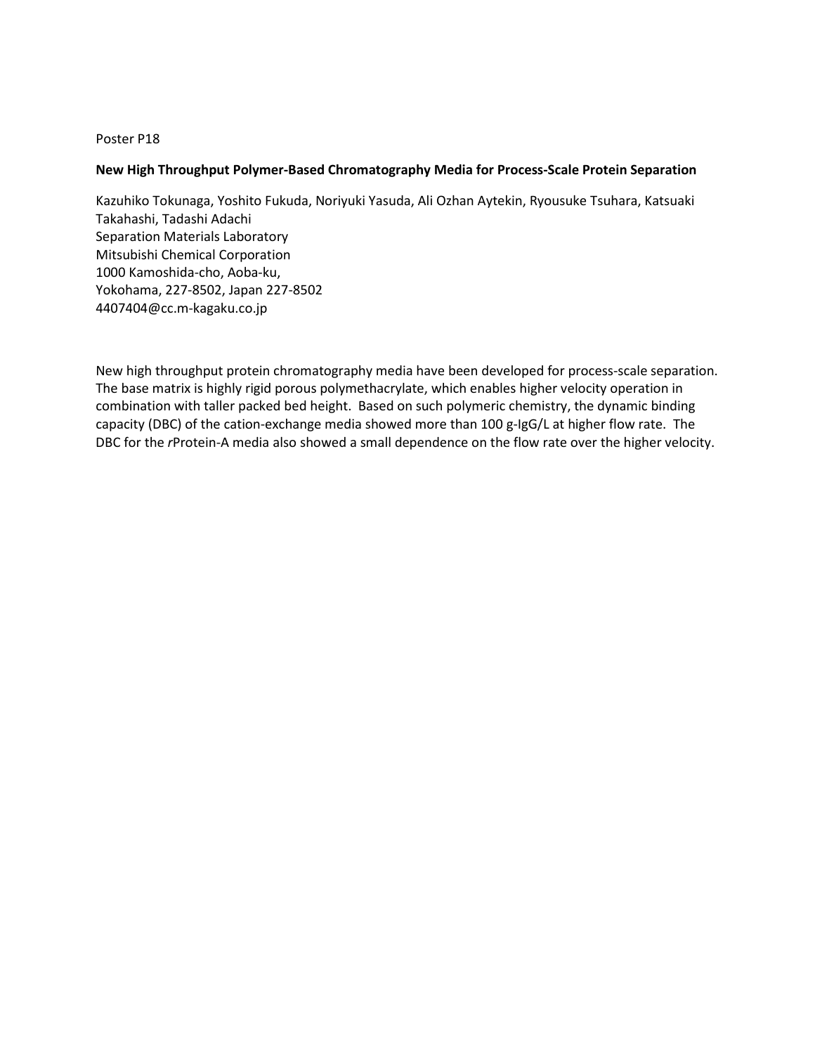Poster P18

**New High Throughput Polymer-Based Chromatography Media for Process-Scale Protein Separation**

Kazuhiko Tokunaga, Yoshito Fukuda, Noriyuki Yasuda, Ali Ozhan Aytekin, Ryousuke Tsuhara, Katsuaki Takahashi, Tadashi Adachi
Separation Materials Laboratory
Mitsubishi Chemical Corporation
1000 Kamoshida-cho, Aoba-ku,
Yokohama, 227-8502, Japan 227-8502
4407404@cc.m-kagaku.co.jp

New high throughput protein chromatography media have been developed for process-scale separation. The base matrix is highly rigid porous polymethacrylate, which enables higher velocity operation in combination with taller packed bed height. Based on such polymeric chemistry, the dynamic binding capacity (DBC) of the cation-exchange media showed more than 100 g-IgG/L at higher flow rate. The DBC for the *r*Protein-A media also showed a small dependence on the flow rate over the higher velocity.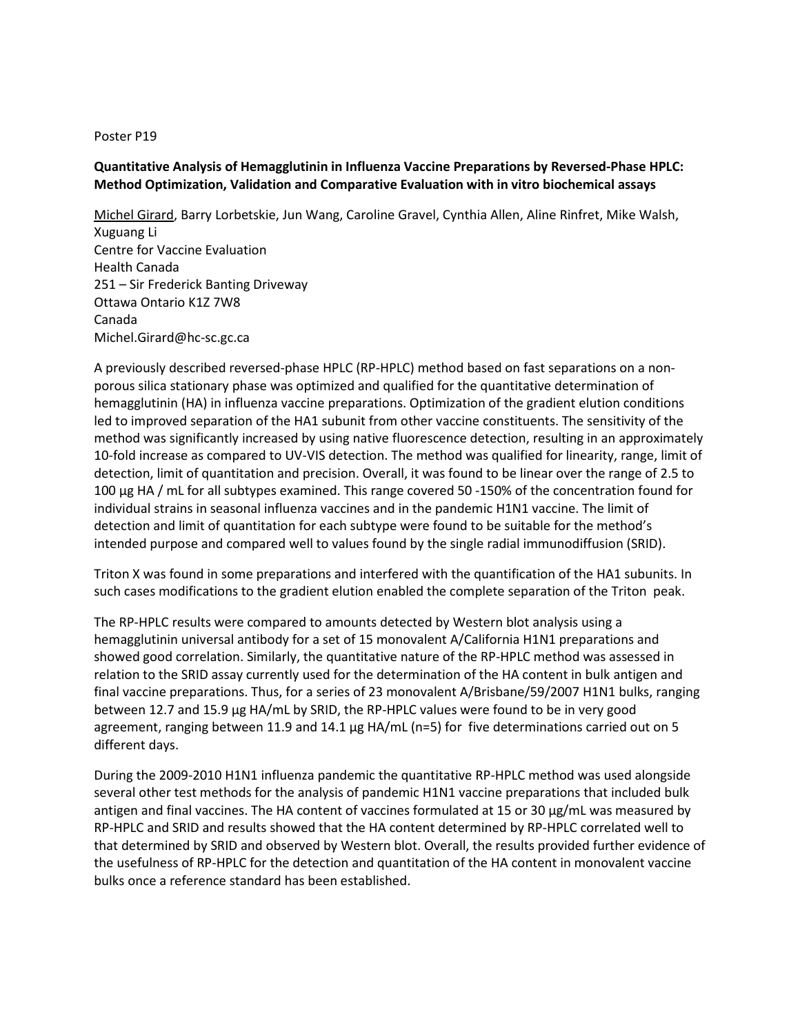Poster P19

**Quantitative Analysis of Hemagglutinin in Influenza Vaccine Preparations by Reversed-Phase HPLC: Method Optimization, Validation and Comparative Evaluation with in vitro biochemical assays**

<u>Michel Girard</u>, Barry Lorbetskie, Jun Wang, Caroline Gravel, Cynthia Allen, Aline Rinfret, Mike Walsh, Xuguang Li
Centre for Vaccine Evaluation
Health Canada
251 – Sir Frederick Banting Driveway
Ottawa Ontario K1Z 7W8
Canada
Michel.Girard@hc-sc.gc.ca

A previously described reversed-phase HPLC (RP-HPLC) method based on fast separations on a non-porous silica stationary phase was optimized and qualified for the quantitative determination of hemagglutinin (HA) in influenza vaccine preparations. Optimization of the gradient elution conditions led to improved separation of the HA1 subunit from other vaccine constituents. The sensitivity of the method was significantly increased by using native fluorescence detection, resulting in an approximately 10-fold increase as compared to UV-VIS detection. The method was qualified for linearity, range, limit of detection, limit of quantitation and precision. Overall, it was found to be linear over the range of 2.5 to 100 µg HA / mL for all subtypes examined. This range covered 50 -150% of the concentration found for individual strains in seasonal influenza vaccines and in the pandemic H1N1 vaccine. The limit of detection and limit of quantitation for each subtype were found to be suitable for the method's intended purpose and compared well to values found by the single radial immunodiffusion (SRID).

Triton X was found in some preparations and interfered with the quantification of the HA1 subunits. In such cases modifications to the gradient elution enabled the complete separation of the Triton peak.

The RP-HPLC results were compared to amounts detected by Western blot analysis using a hemagglutinin universal antibody for a set of 15 monovalent A/California H1N1 preparations and showed good correlation. Similarly, the quantitative nature of the RP-HPLC method was assessed in relation to the SRID assay currently used for the determination of the HA content in bulk antigen and final vaccine preparations. Thus, for a series of 23 monovalent A/Brisbane/59/2007 H1N1 bulks, ranging between 12.7 and 15.9 µg HA/mL by SRID, the RP-HPLC values were found to be in very good agreement, ranging between 11.9 and 14.1 µg HA/mL (n=5) for five determinations carried out on 5 different days.

During the 2009-2010 H1N1 influenza pandemic the quantitative RP-HPLC method was used alongside several other test methods for the analysis of pandemic H1N1 vaccine preparations that included bulk antigen and final vaccines. The HA content of vaccines formulated at 15 or 30 µg/mL was measured by RP-HPLC and SRID and results showed that the HA content determined by RP-HPLC correlated well to that determined by SRID and observed by Western blot. Overall, the results provided further evidence of the usefulness of RP-HPLC for the detection and quantitation of the HA content in monovalent vaccine bulks once a reference standard has been established.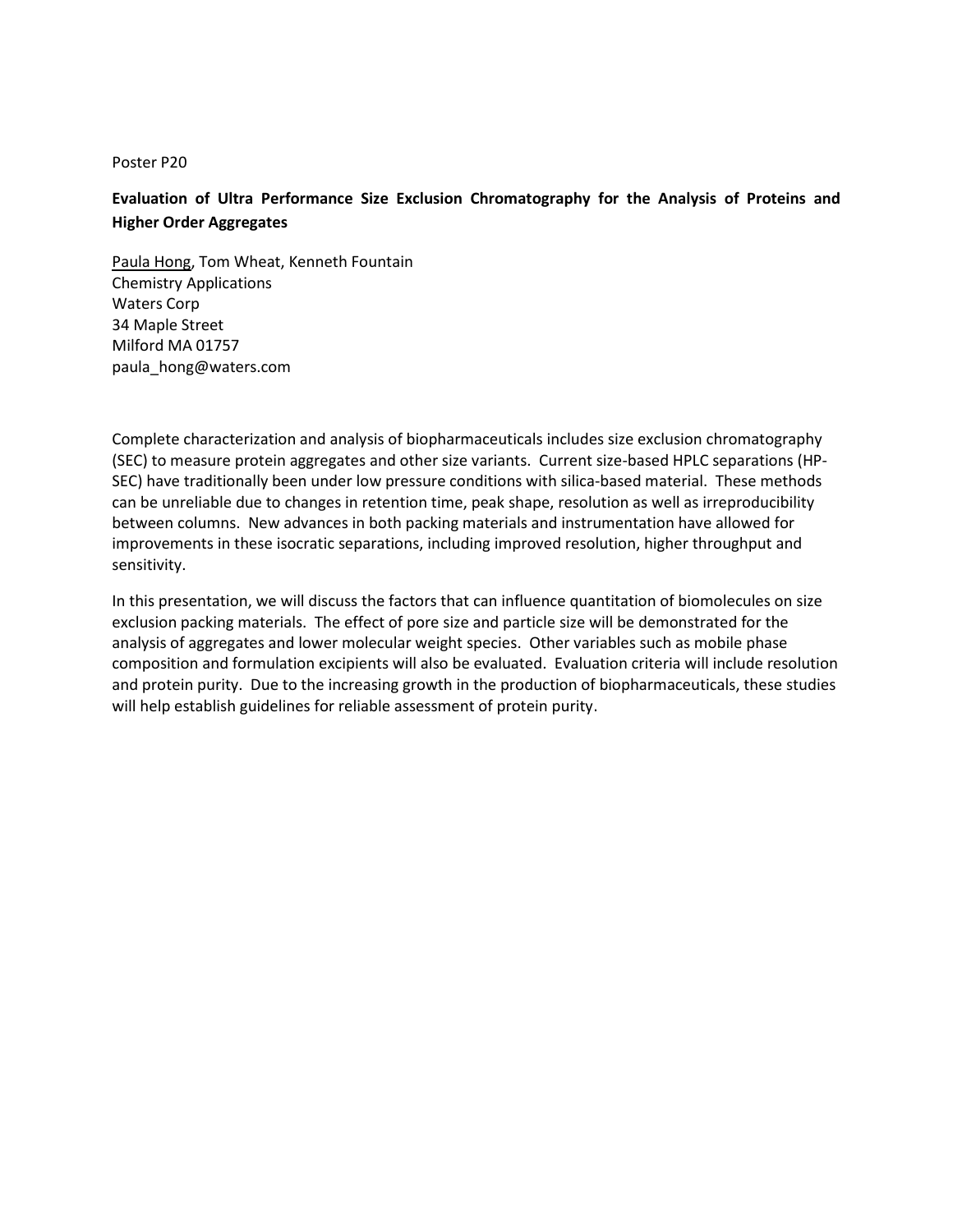Poster P20

**Evaluation of Ultra Performance Size Exclusion Chromatography for the Analysis of Proteins and Higher Order Aggregates**

Paula Hong, Tom Wheat, Kenneth Fountain
Chemistry Applications
Waters Corp
34 Maple Street
Milford MA 01757
paula_hong@waters.com

Complete characterization and analysis of biopharmaceuticals includes size exclusion chromatography (SEC) to measure protein aggregates and other size variants. Current size-based HPLC separations (HP-SEC) have traditionally been under low pressure conditions with silica-based material. These methods can be unreliable due to changes in retention time, peak shape, resolution as well as irreproducibility between columns. New advances in both packing materials and instrumentation have allowed for improvements in these isocratic separations, including improved resolution, higher throughput and sensitivity.

In this presentation, we will discuss the factors that can influence quantitation of biomolecules on size exclusion packing materials. The effect of pore size and particle size will be demonstrated for the analysis of aggregates and lower molecular weight species. Other variables such as mobile phase composition and formulation excipients will also be evaluated. Evaluation criteria will include resolution and protein purity. Due to the increasing growth in the production of biopharmaceuticals, these studies will help establish guidelines for reliable assessment of protein purity.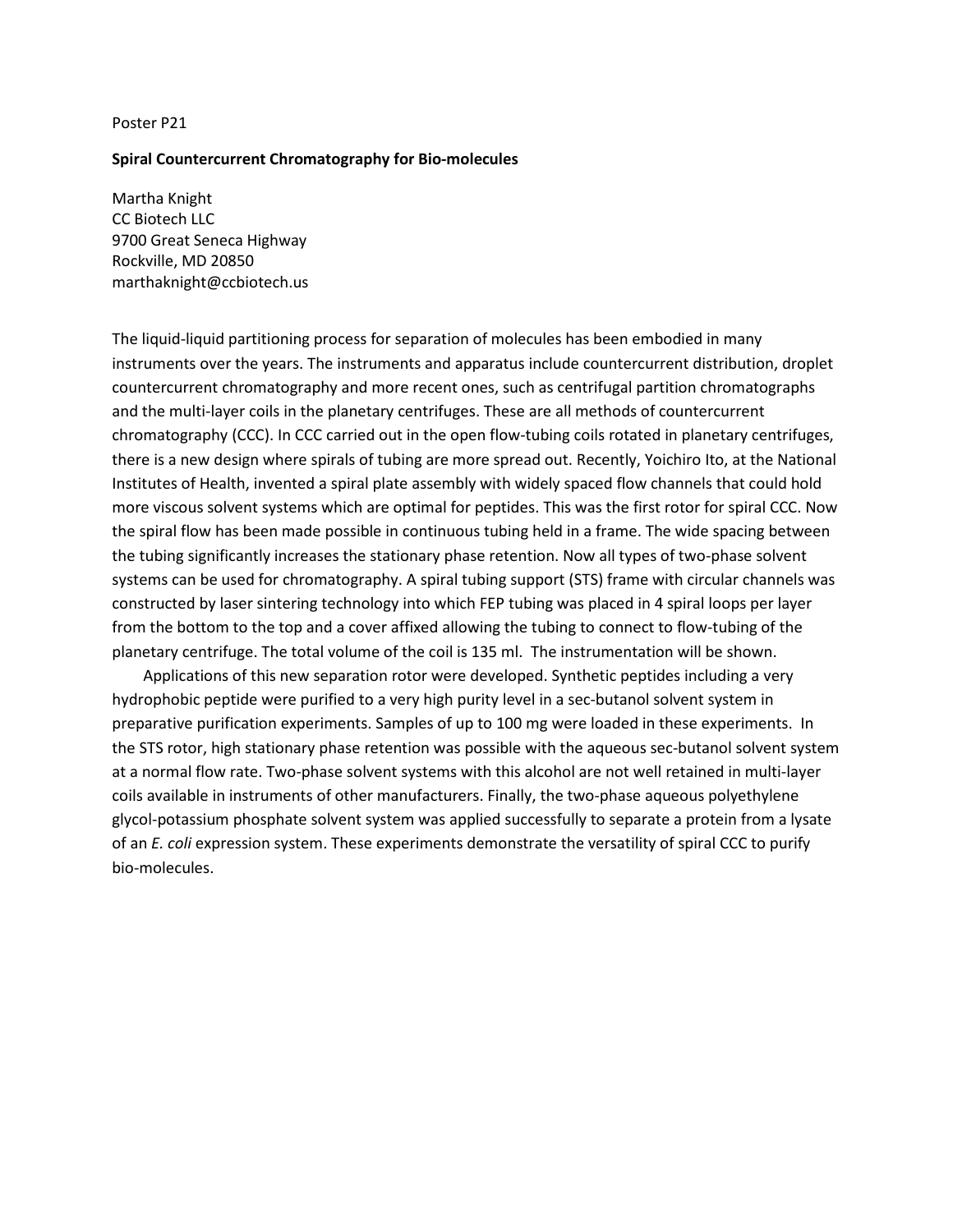Poster P21

**Spiral Countercurrent Chromatography for Bio-molecules**

Martha Knight
CC Biotech LLC
9700 Great Seneca Highway
Rockville, MD 20850
marthaknight@ccbiotech.us

The liquid-liquid partitioning process for separation of molecules has been embodied in many instruments over the years. The instruments and apparatus include countercurrent distribution, droplet countercurrent chromatography and more recent ones, such as centrifugal partition chromatographs and the multi-layer coils in the planetary centrifuges. These are all methods of countercurrent chromatography (CCC). In CCC carried out in the open flow-tubing coils rotated in planetary centrifuges, there is a new design where spirals of tubing are more spread out. Recently, Yoichiro Ito, at the National Institutes of Health, invented a spiral plate assembly with widely spaced flow channels that could hold more viscous solvent systems which are optimal for peptides. This was the first rotor for spiral CCC. Now the spiral flow has been made possible in continuous tubing held in a frame. The wide spacing between the tubing significantly increases the stationary phase retention. Now all types of two-phase solvent systems can be used for chromatography. A spiral tubing support (STS) frame with circular channels was constructed by laser sintering technology into which FEP tubing was placed in 4 spiral loops per layer from the bottom to the top and a cover affixed allowing the tubing to connect to flow-tubing of the planetary centrifuge. The total volume of the coil is 135 ml. The instrumentation will be shown.

Applications of this new separation rotor were developed. Synthetic peptides including a very hydrophobic peptide were purified to a very high purity level in a sec-butanol solvent system in preparative purification experiments. Samples of up to 100 mg were loaded in these experiments. In the STS rotor, high stationary phase retention was possible with the aqueous sec-butanol solvent system at a normal flow rate. Two-phase solvent systems with this alcohol are not well retained in multi-layer coils available in instruments of other manufacturers. Finally, the two-phase aqueous polyethylene glycol-potassium phosphate solvent system was applied successfully to separate a protein from a lysate of an *E. coli* expression system. These experiments demonstrate the versatility of spiral CCC to purify bio-molecules.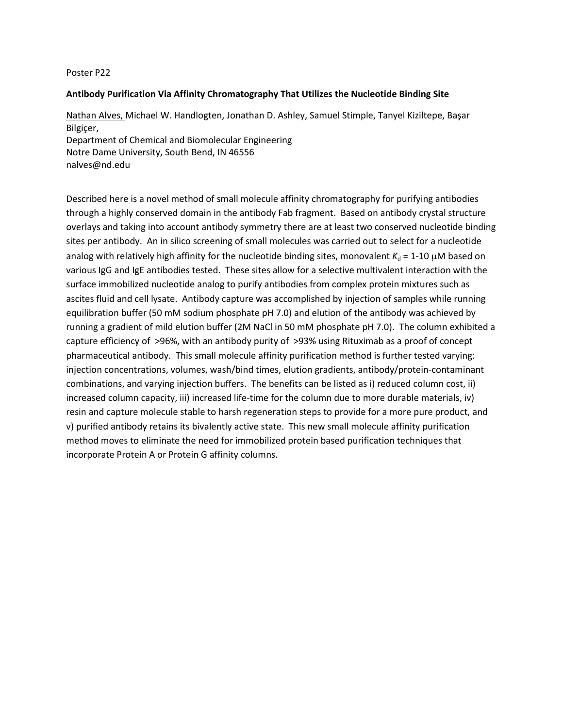Poster P22

**Antibody Purification Via Affinity Chromatography That Utilizes the Nucleotide Binding Site**

Nathan Alves, Michael W. Handlogten, Jonathan D. Ashley, Samuel Stimple, Tanyel Kiziltepe, Başar Bilgiçer,
Department of Chemical and Biomolecular Engineering
Notre Dame University, South Bend, IN 46556
nalves@nd.edu

Described here is a novel method of small molecule affinity chromatography for purifying antibodies through a highly conserved domain in the antibody Fab fragment. Based on antibody crystal structure overlays and taking into account antibody symmetry there are at least two conserved nucleotide binding sites per antibody. An in silico screening of small molecules was carried out to select for a nucleotide analog with relatively high affinity for the nucleotide binding sites, monovalent $K_d$ = 1-10 μM based on various IgG and IgE antibodies tested. These sites allow for a selective multivalent interaction with the surface immobilized nucleotide analog to purify antibodies from complex protein mixtures such as ascites fluid and cell lysate. Antibody capture was accomplished by injection of samples while running equilibration buffer (50 mM sodium phosphate pH 7.0) and elution of the antibody was achieved by running a gradient of mild elution buffer (2M NaCl in 50 mM phosphate pH 7.0). The column exhibited a capture efficiency of >96%, with an antibody purity of >93% using Rituximab as a proof of concept pharmaceutical antibody. This small molecule affinity purification method is further tested varying: injection concentrations, volumes, wash/bind times, elution gradients, antibody/protein-contaminant combinations, and varying injection buffers. The benefits can be listed as i) reduced column cost, ii) increased column capacity, iii) increased life-time for the column due to more durable materials, iv) resin and capture molecule stable to harsh regeneration steps to provide for a more pure product, and v) purified antibody retains its bivalently active state. This new small molecule affinity purification method moves to eliminate the need for immobilized protein based purification techniques that incorporate Protein A or Protein G affinity columns.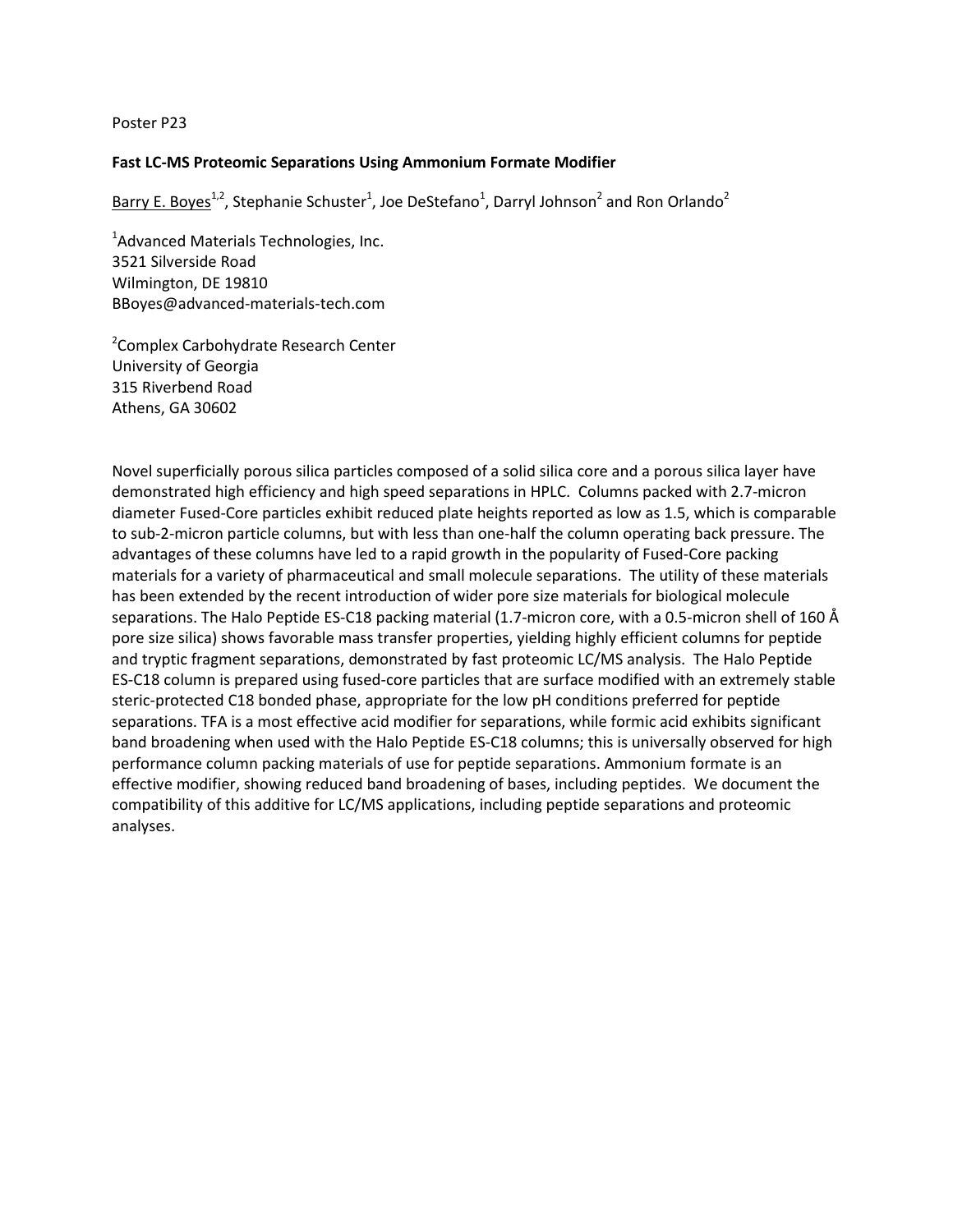Poster P23

**Fast LC-MS Proteomic Separations Using Ammonium Formate Modifier**

Barry E. Boyes[1,2], Stephanie Schuster[1], Joe DeStefano[1], Darryl Johnson[2] and Ron Orlando[2]

[1]Advanced Materials Technologies, Inc.
3521 Silverside Road
Wilmington, DE 19810
BBoyes@advanced-materials-tech.com

[2]Complex Carbohydrate Research Center
University of Georgia
315 Riverbend Road
Athens, GA 30602

Novel superficially porous silica particles composed of a solid silica core and a porous silica layer have demonstrated high efficiency and high speed separations in HPLC. Columns packed with 2.7-micron diameter Fused-Core particles exhibit reduced plate heights reported as low as 1.5, which is comparable to sub-2-micron particle columns, but with less than one-half the column operating back pressure. The advantages of these columns have led to a rapid growth in the popularity of Fused-Core packing materials for a variety of pharmaceutical and small molecule separations. The utility of these materials has been extended by the recent introduction of wider pore size materials for biological molecule separations. The Halo Peptide ES-C18 packing material (1.7-micron core, with a 0.5-micron shell of 160 Å pore size silica) shows favorable mass transfer properties, yielding highly efficient columns for peptide and tryptic fragment separations, demonstrated by fast proteomic LC/MS analysis. The Halo Peptide ES-C18 column is prepared using fused-core particles that are surface modified with an extremely stable steric-protected C18 bonded phase, appropriate for the low pH conditions preferred for peptide separations. TFA is a most effective acid modifier for separations, while formic acid exhibits significant band broadening when used with the Halo Peptide ES-C18 columns; this is universally observed for high performance column packing materials of use for peptide separations. Ammonium formate is an effective modifier, showing reduced band broadening of bases, including peptides. We document the compatibility of this additive for LC/MS applications, including peptide separations and proteomic analyses.